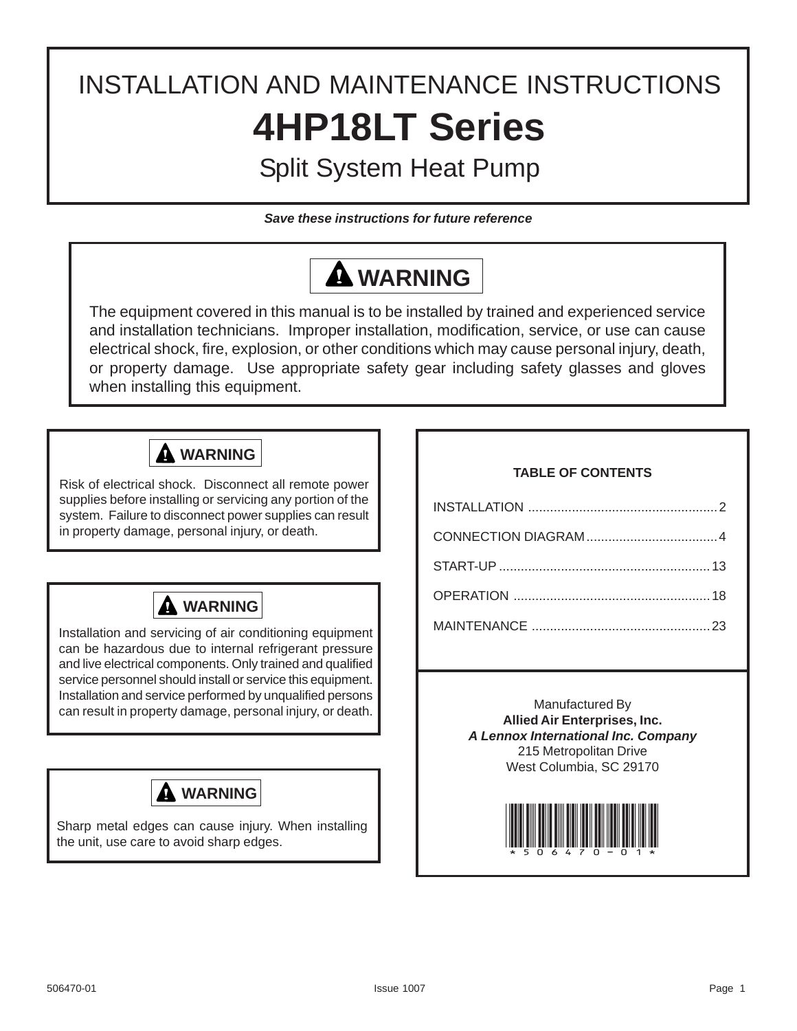# INSTALLATION AND MAINTENANCE INSTRUCTIONS

# 4HP18LT Series

## Split System Heat Pump

***Save these instructions for future reference***

**WARNING**

The equipment covered in this manual is to be installed by trained and experienced service and installation technicians. Improper installation, modification, service, or use can cause electrical shock, fire, explosion, or other conditions which may cause personal injury, death, or property damage. Use appropriate safety gear including safety glasses and gloves when installing this equipment.

**WARNING**

Risk of electrical shock. Disconnect all remote power supplies before installing or servicing any portion of the system. Failure to disconnect power supplies can result in property damage, personal injury, or death.

**WARNING**

Installation and servicing of air conditioning equipment can be hazardous due to internal refrigerant pressure and live electrical components. Only trained and qualified service personnel should install or service this equipment. Installation and service performed by unqualified persons can result in property damage, personal injury, or death.

**WARNING**

Sharp metal edges can cause injury. When installing the unit, use care to avoid sharp edges.

**TABLE OF CONTENTS**

| | |
|---|---|
| INSTALLATION | 2 |
| CONNECTION DIAGRAM | 4 |
| START-UP | 13 |
| OPERATION | 18 |
| MAINTENANCE | 23 |

Manufactured By
**Allied Air Enterprises, Inc.**
***A Lennox International Inc. Company***
215 Metropolitan Drive
West Columbia, SC 29170

*506470-01*

506470-01 Issue 1007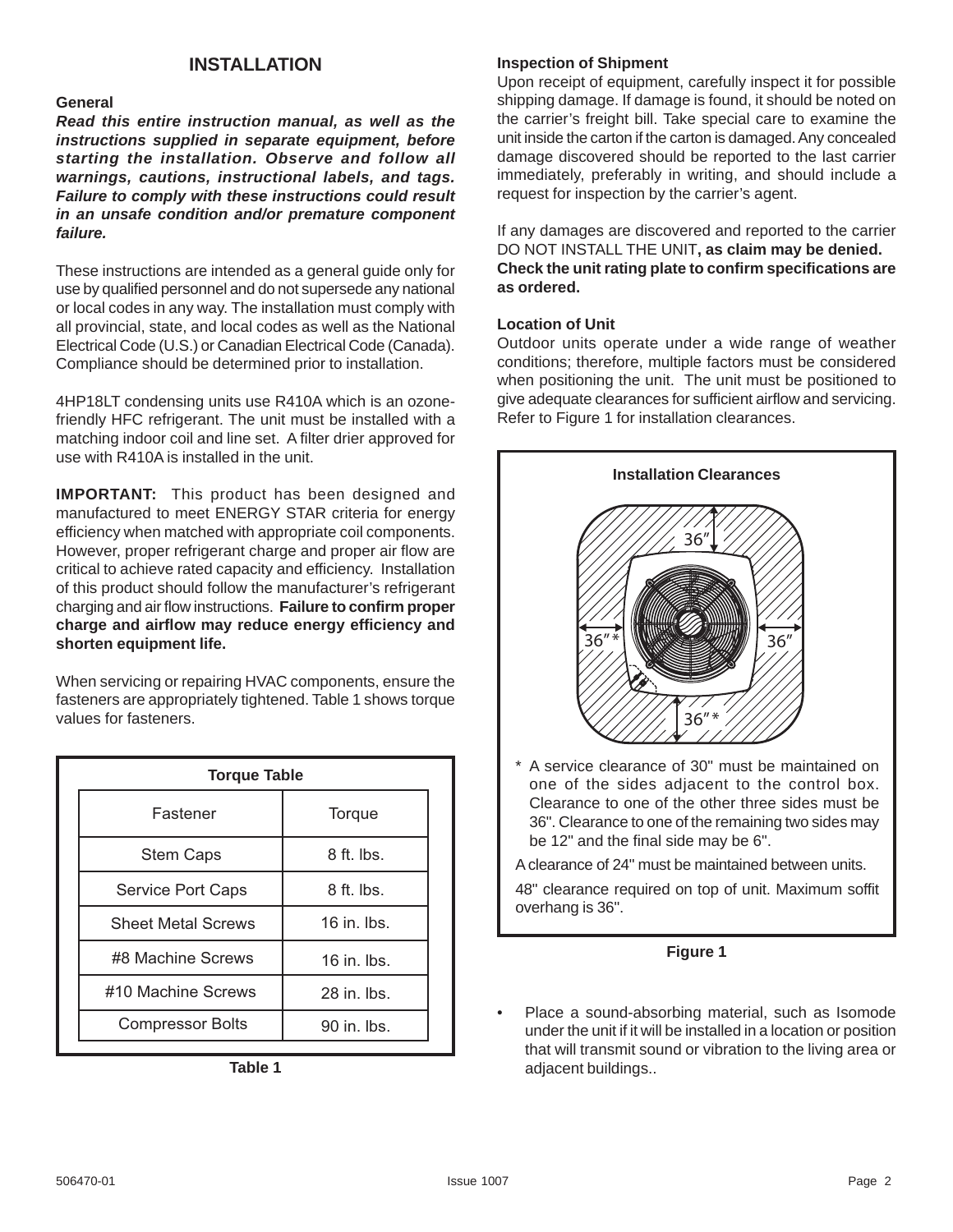# INSTALLATION

### General

***Read this entire instruction manual, as well as the instructions supplied in separate equipment, before starting the installation. Observe and follow all warnings, cautions, instructional labels, and tags. Failure to comply with these instructions could result in an unsafe condition and/or premature component failure.***

These instructions are intended as a general guide only for use by qualified personnel and do not supersede any national or local codes in any way. The installation must comply with all provincial, state, and local codes as well as the National Electrical Code (U.S.) or Canadian Electrical Code (Canada). Compliance should be determined prior to installation.

4HP18LT condensing units use R410A which is an ozone-friendly HFC refrigerant. The unit must be installed with a matching indoor coil and line set. A filter drier approved for use with R410A is installed in the unit.

**IMPORTANT:** This product has been designed and manufactured to meet ENERGY STAR criteria for energy efficiency when matched with appropriate coil components. However, proper refrigerant charge and proper air flow are critical to achieve rated capacity and efficiency. Installation of this product should follow the manufacturer's refrigerant charging and air flow instructions. **Failure to confirm proper charge and airflow may reduce energy efficiency and shorten equipment life.**

When servicing or repairing HVAC components, ensure the fasteners are appropriately tightened. Table 1 shows torque values for fasteners.

**Torque Table**

| Fastener | Torque |
|---|---|
| Stem Caps | 8 ft. lbs. |
| Service Port Caps | 8 ft. lbs. |
| Sheet Metal Screws | 16 in. lbs. |
| #8 Machine Screws | 16 in. lbs. |
| #10 Machine Screws | 28 in. lbs. |
| Compressor Bolts | 90 in. lbs. |

**Table 1**

### Inspection of Shipment

Upon receipt of equipment, carefully inspect it for possible shipping damage. If damage is found, it should be noted on the carrier's freight bill. Take special care to examine the unit inside the carton if the carton is damaged. Any concealed damage discovered should be reported to the last carrier immediately, preferably in writing, and should include a request for inspection by the carrier's agent.

If any damages are discovered and reported to the carrier DO NOT INSTALL THE UNIT**, as claim may be denied. Check the unit rating plate to confirm specifications are as ordered.**

### Location of Unit

Outdoor units operate under a wide range of weather conditions; therefore, multiple factors must be considered when positioning the unit. The unit must be positioned to give adequate clearances for sufficient airflow and servicing. Refer to Figure 1 for installation clearances.

**Installation Clearances**

36″

36″*  36″

36″*

\* A service clearance of 30" must be maintained on one of the sides adjacent to the control box. Clearance to one of the other three sides must be 36". Clearance to one of the remaining two sides may be 12" and the final side may be 6".

A clearance of 24" must be maintained between units.

48" clearance required on top of unit. Maximum soffit overhang is 36".

**Figure 1**

- Place a sound-absorbing material, such as Isomode under the unit if it will be installed in a location or position that will transmit sound or vibration to the living area or adjacent buildings..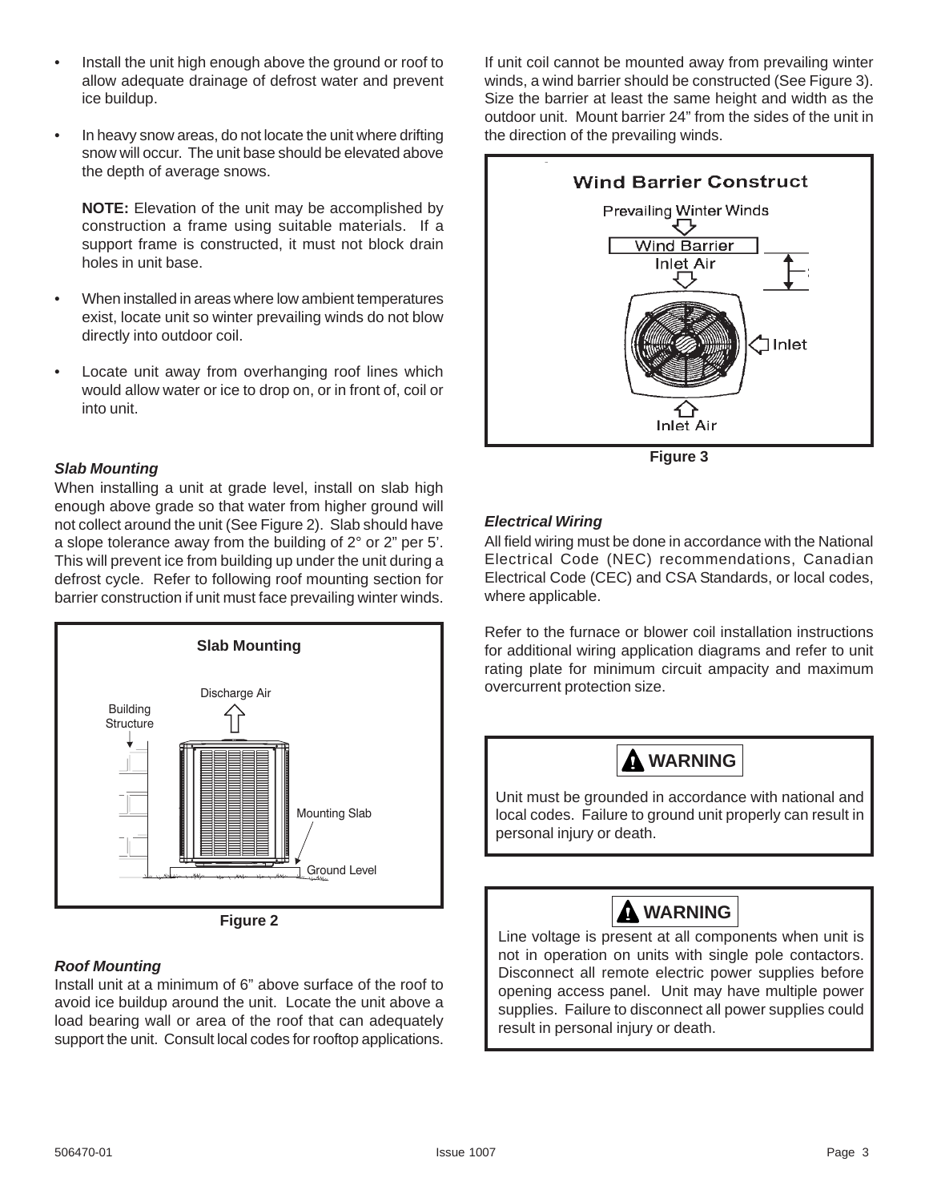- Install the unit high enough above the ground or roof to allow adequate drainage of defrost water and prevent ice buildup.

- In heavy snow areas, do not locate the unit where drifting snow will occur. The unit base should be elevated above the depth of average snows.

  **NOTE:** Elevation of the unit may be accomplished by construction a frame using suitable materials. If a support frame is constructed, it must not block drain holes in unit base.

- When installed in areas where low ambient temperatures exist, locate unit so winter prevailing winds do not blow directly into outdoor coil.

- Locate unit away from overhanging roof lines which would allow water or ice to drop on, or in front of, coil or into unit.

### *Slab Mounting*

When installing a unit at grade level, install on slab high enough above grade so that water from higher ground will not collect around the unit (See Figure 2). Slab should have a slope tolerance away from the building of 2° or 2" per 5'. This will prevent ice from building up under the unit during a defrost cycle. Refer to following roof mounting section for barrier construction if unit must face prevailing winter winds.

Slab Mounting

Discharge Air

Building Structure

Mounting Slab

Ground Level

Figure 2

### *Roof Mounting*

Install unit at a minimum of 6" above surface of the roof to avoid ice buildup around the unit. Locate the unit above a load bearing wall or area of the roof that can adequately support the unit. Consult local codes for rooftop applications.

If unit coil cannot be mounted away from prevailing winter winds, a wind barrier should be constructed (See Figure 3). Size the barrier at least the same height and width as the outdoor unit. Mount barrier 24" from the sides of the unit in the direction of the prevailing winds.

Wind Barrier Construct

Prevailing Winter Winds

Wind Barrier

Inlet Air

Inlet

Inlet Air

Figure 3

### *Electrical Wiring*

All field wiring must be done in accordance with the National Electrical Code (NEC) recommendations, Canadian Electrical Code (CEC) and CSA Standards, or local codes, where applicable.

Refer to the furnace or blower coil installation instructions for additional wiring application diagrams and refer to unit rating plate for minimum circuit ampacity and maximum overcurrent protection size.

> **WARNING**
>
> Unit must be grounded in accordance with national and local codes. Failure to ground unit properly can result in personal injury or death.

> **WARNING**
>
> Line voltage is present at all components when unit is not in operation on units with single pole contactors. Disconnect all remote electric power supplies before opening access panel. Unit may have multiple power supplies. Failure to disconnect all power supplies could result in personal injury or death.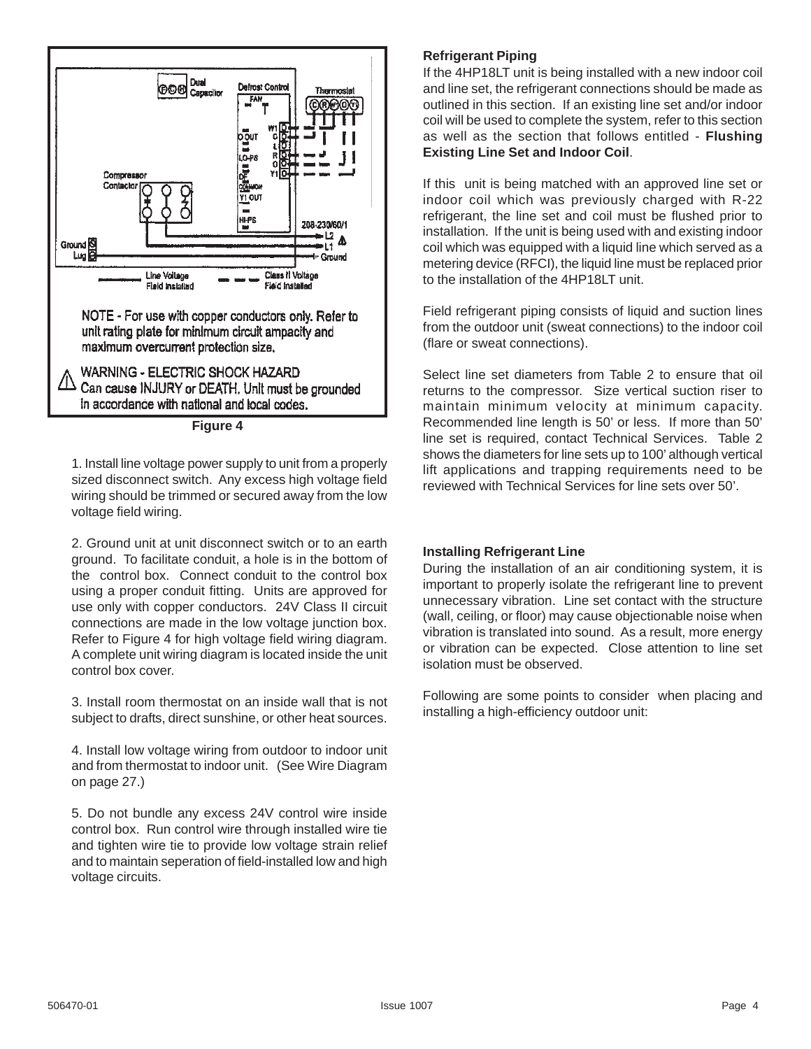NOTE - For use with copper conductors only. Refer to unit rating plate for minimum circuit ampacity and maximum overcurrent protection size.

⚠ WARNING - ELECTRIC SHOCK HAZARD
Can cause INJURY or DEATH. Unit must be grounded in accordance with national and local codes.

**Figure 4**

1. Install line voltage power supply to unit from a properly sized disconnect switch. Any excess high voltage field wiring should be trimmed or secured away from the low voltage field wiring.

2. Ground unit at unit disconnect switch or to an earth ground. To facilitate conduit, a hole is in the bottom of the control box. Connect conduit to the control box using a proper conduit fitting. Units are approved for use only with copper conductors. 24V Class II circuit connections are made in the low voltage junction box. Refer to Figure 4 for high voltage field wiring diagram. A complete unit wiring diagram is located inside the unit control box cover.

3. Install room thermostat on an inside wall that is not subject to drafts, direct sunshine, or other heat sources.

4. Install low voltage wiring from outdoor to indoor unit and from thermostat to indoor unit. (See Wire Diagram on page 27.)

5. Do not bundle any excess 24V control wire inside control box. Run control wire through installed wire tie and tighten wire tie to provide low voltage strain relief and to maintain seperation of field-installed low and high voltage circuits.

**Refrigerant Piping**

If the 4HP18LT unit is being installed with a new indoor coil and line set, the refrigerant connections should be made as outlined in this section. If an existing line set and/or indoor coil will be used to complete the system, refer to this section as well as the section that follows entitled - **Flushing Existing Line Set and Indoor Coil**.

If this unit is being matched with an approved line set or indoor coil which was previously charged with R-22 refrigerant, the line set and coil must be flushed prior to installation. If the unit is being used with and existing indoor coil which was equipped with a liquid line which served as a metering device (RFCI), the liquid line must be replaced prior to the installation of the 4HP18LT unit.

Field refrigerant piping consists of liquid and suction lines from the outdoor unit (sweat connections) to the indoor coil (flare or sweat connections).

Select line set diameters from Table 2 to ensure that oil returns to the compressor. Size vertical suction riser to maintain minimum velocity at minimum capacity. Recommended line length is 50' or less. If more than 50' line set is required, contact Technical Services. Table 2 shows the diameters for line sets up to 100' although vertical lift applications and trapping requirements need to be reviewed with Technical Services for line sets over 50'.

**Installing Refrigerant Line**

During the installation of an air conditioning system, it is important to properly isolate the refrigerant line to prevent unnecessary vibration. Line set contact with the structure (wall, ceiling, or floor) may cause objectionable noise when vibration is translated into sound. As a result, more energy or vibration can be expected. Close attention to line set isolation must be observed.

Following are some points to consider when placing and installing a high-efficiency outdoor unit: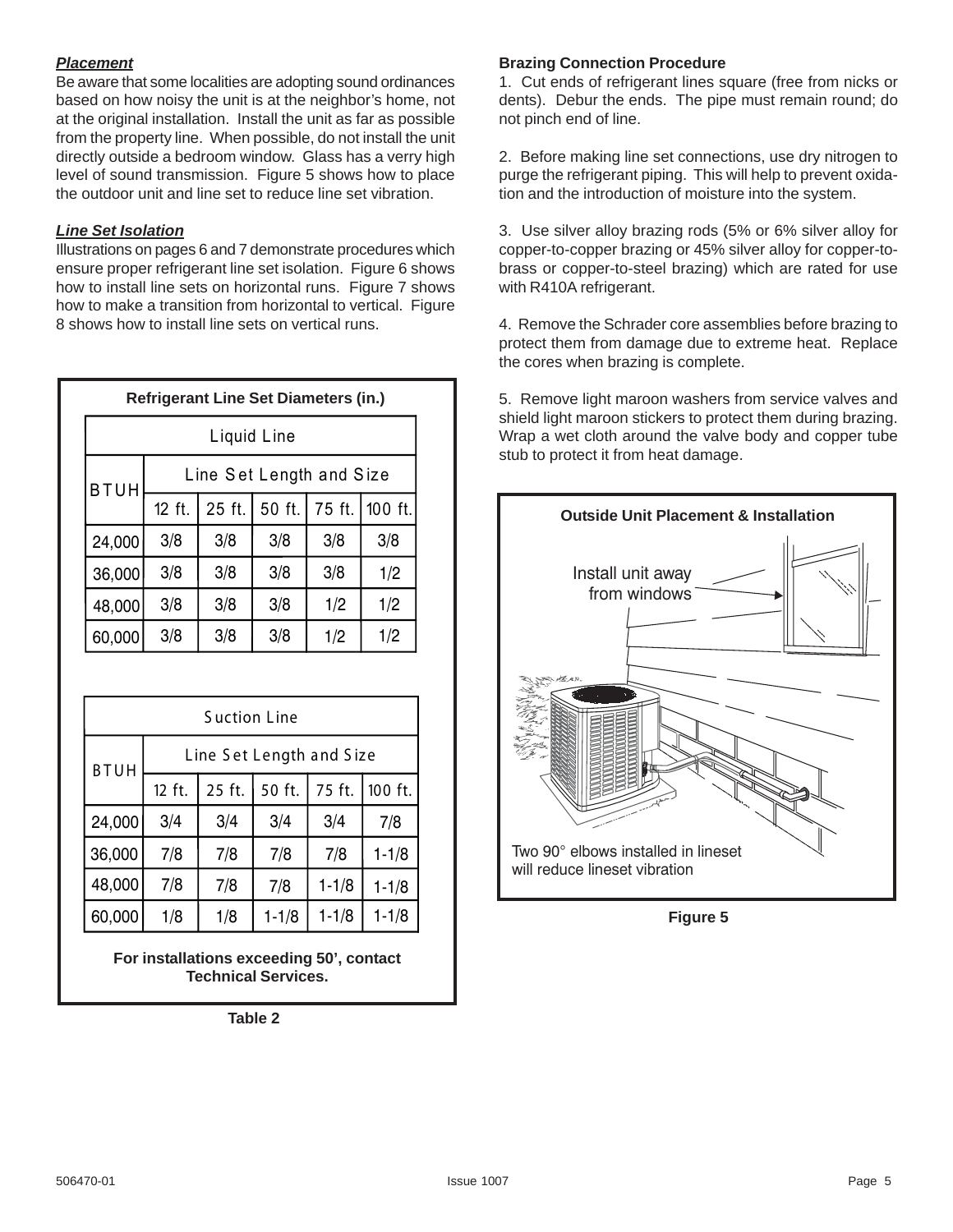### *Placement*

Be aware that some localities are adopting sound ordinances based on how noisy the unit is at the neighbor's home, not at the original installation. Install the unit as far as possible from the property line. When possible, do not install the unit directly outside a bedroom window. Glass has a verry high level of sound transmission. Figure 5 shows how to place the outdoor unit and line set to reduce line set vibration.

### *Line Set Isolation*

Illustrations on pages 6 and 7 demonstrate procedures which ensure proper refrigerant line set isolation. Figure 6 shows how to install line sets on horizontal runs. Figure 7 shows how to make a transition from horizontal to vertical. Figure 8 shows how to install line sets on vertical runs.

**Refrigerant Line Set Diameters (in.)**

| Liquid Line | | | | | |
|---|---|---|---|---|---|
| BTUH | Line Set Length and Size | | | | |
| | 12 ft. | 25 ft. | 50 ft. | 75 ft. | 100 ft. |
| 24,000 | 3/8 | 3/8 | 3/8 | 3/8 | 3/8 |
| 36,000 | 3/8 | 3/8 | 3/8 | 3/8 | 1/2 |
| 48,000 | 3/8 | 3/8 | 3/8 | 1/2 | 1/2 |
| 60,000 | 3/8 | 3/8 | 3/8 | 1/2 | 1/2 |

| Suction Line | | | | | |
|---|---|---|---|---|---|
| BTUH | Line Set Length and Size | | | | |
| | 12 ft. | 25 ft. | 50 ft. | 75 ft. | 100 ft. |
| 24,000 | 3/4 | 3/4 | 3/4 | 3/4 | 7/8 |
| 36,000 | 7/8 | 7/8 | 7/8 | 7/8 | 1-1/8 |
| 48,000 | 7/8 | 7/8 | 7/8 | 1-1/8 | 1-1/8 |
| 60,000 | 1/8 | 1/8 | 1-1/8 | 1-1/8 | 1-1/8 |

**For installations exceeding 50', contact Technical Services.**

**Table 2**

**Brazing Connection Procedure**

1. Cut ends of refrigerant lines square (free from nicks or dents). Debur the ends. The pipe must remain round; do not pinch end of line.

2. Before making line set connections, use dry nitrogen to purge the refrigerant piping. This will help to prevent oxidation and the introduction of moisture into the system.

3. Use silver alloy brazing rods (5% or 6% silver alloy for copper-to-copper brazing or 45% silver alloy for copper-to-brass or copper-to-steel brazing) which are rated for use with R410A refrigerant.

4. Remove the Schrader core assemblies before brazing to protect them from damage due to extreme heat. Replace the cores when brazing is complete.

5. Remove light maroon washers from service valves and shield light maroon stickers to protect them during brazing. Wrap a wet cloth around the valve body and copper tube stub to protect it from heat damage.

**Outside Unit Placement & Installation**

Install unit away from windows

Two 90° elbows installed in lineset will reduce lineset vibration

**Figure 5**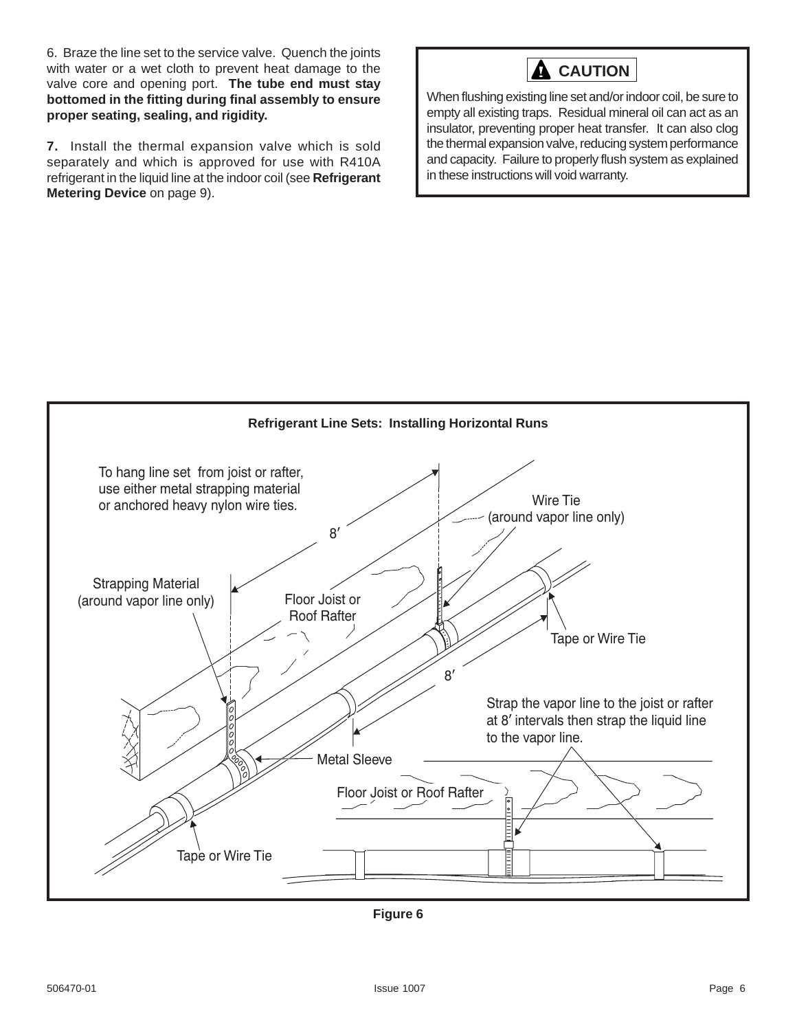6. Braze the line set to the service valve. Quench the joints with water or a wet cloth to prevent heat damage to the valve core and opening port. **The tube end must stay bottomed in the fitting during final assembly to ensure proper seating, sealing, and rigidity.**

**7.** Install the thermal expansion valve which is sold separately and which is approved for use with R410A refrigerant in the liquid line at the indoor coil (see **Refrigerant Metering Device** on page 9).

> **CAUTION**
>
> When flushing existing line set and/or indoor coil, be sure to empty all existing traps. Residual mineral oil can act as an insulator, preventing proper heat transfer. It can also clog the thermal expansion valve, reducing system performance and capacity. Failure to properly flush system as explained in these instructions will void warranty.

**Refrigerant Line Sets: Installing Horizontal Runs**

To hang line set from joist or rafter, use either metal strapping material or anchored heavy nylon wire ties.

Wire Tie (around vapor line only)

8′

Strapping Material (around vapor line only)

Floor Joist or Roof Rafter

Tape or Wire Tie

8′

Strap the vapor line to the joist or rafter at 8′ intervals then strap the liquid line to the vapor line.

Metal Sleeve

Floor Joist or Roof Rafter

Tape or Wire Tie

**Figure 6**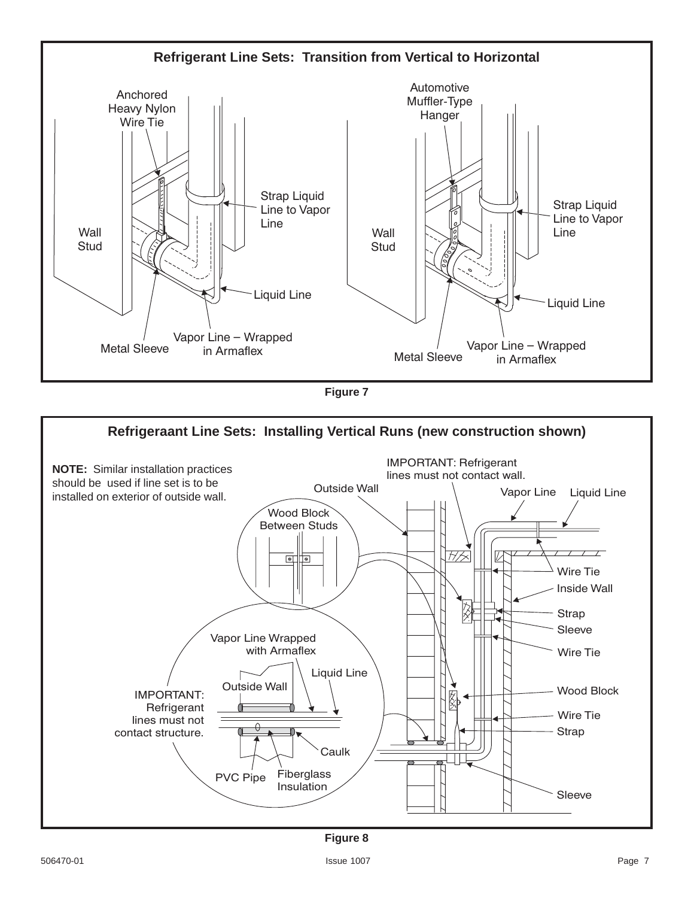## Refrigerant Line Sets: Transition from Vertical to Horizontal

Anchored Heavy Nylon Wire Tie

Strap Liquid Line to Vapor Line

Wall Stud

Liquid Line

Metal Sleeve

Vapor Line – Wrapped in Armaflex

Automotive Muffler-Type Hanger

Strap Liquid Line to Vapor Line

Wall Stud

Liquid Line

Metal Sleeve

Vapor Line – Wrapped in Armaflex

**Figure 7**

## Refrigeraant Line Sets: Installing Vertical Runs (new construction shown)

**NOTE:** Similar installation practices should be used if line set is to be installed on exterior of outside wall.

IMPORTANT: Refrigerant lines must not contact wall.

Outside Wall

Vapor Line

Liquid Line

Wood Block Between Studs

Wire Tie

Inside Wall

Strap

Sleeve

Wire Tie

Vapor Line Wrapped with Armaflex

Liquid Line

Outside Wall

Wood Block

IMPORTANT: Refrigerant lines must not contact structure.

Wire Tie

Strap

Caulk

PVC Pipe

Fiberglass Insulation

Sleeve

**Figure 8**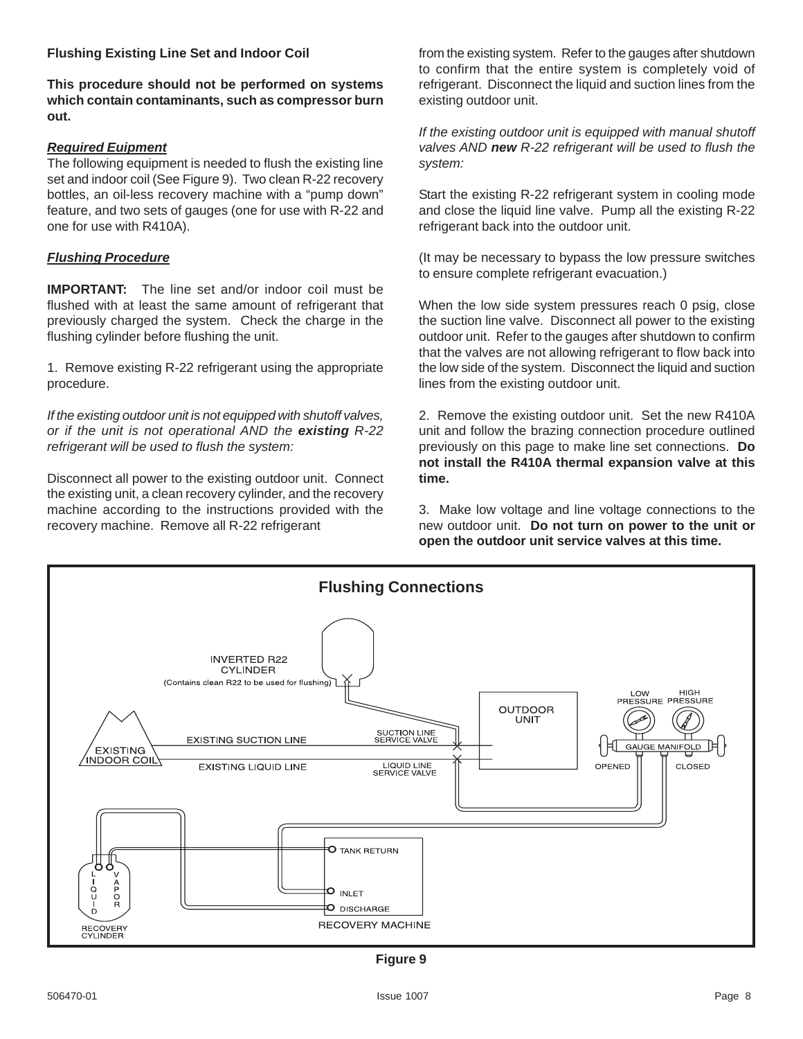**Flushing Existing Line Set and Indoor Coil**

**This procedure should not be performed on systems which contain contaminants, such as compressor burn out.**

***Required Euipment***

The following equipment is needed to flush the existing line set and indoor coil (See Figure 9). Two clean R-22 recovery bottles, an oil-less recovery machine with a "pump down" feature, and two sets of gauges (one for use with R-22 and one for use with R410A).

***Flushing Procedure***

**IMPORTANT:** The line set and/or indoor coil must be flushed with at least the same amount of refrigerant that previously charged the system. Check the charge in the flushing cylinder before flushing the unit.

1. Remove existing R-22 refrigerant using the appropriate procedure.

*If the existing outdoor unit is not equipped with shutoff valves, or if the unit is not operational AND the* ***existing*** *R-22 refrigerant will be used to flush the system:*

Disconnect all power to the existing outdoor unit. Connect the existing unit, a clean recovery cylinder, and the recovery machine according to the instructions provided with the recovery machine. Remove all R-22 refrigerant from the existing system. Refer to the gauges after shutdown to confirm that the entire system is completely void of refrigerant. Disconnect the liquid and suction lines from the existing outdoor unit.

*If the existing outdoor unit is equipped with manual shutoff valves AND* ***new*** *R-22 refrigerant will be used to flush the system:*

Start the existing R-22 refrigerant system in cooling mode and close the liquid line valve. Pump all the existing R-22 refrigerant back into the outdoor unit.

(It may be necessary to bypass the low pressure switches to ensure complete refrigerant evacuation.)

When the low side system pressures reach 0 psig, close the suction line valve. Disconnect all power to the existing outdoor unit. Refer to the gauges after shutdown to confirm that the valves are not allowing refrigerant to flow back into the low side of the system. Disconnect the liquid and suction lines from the existing outdoor unit.

2. Remove the existing outdoor unit. Set the new R410A unit and follow the brazing connection procedure outlined previously on this page to make line set connections. **Do not install the R410A thermal expansion valve at this time.**

3. Make low voltage and line voltage connections to the new outdoor unit. **Do not turn on power to the unit or open the outdoor unit service valves at this time.**

**Flushing Connections**

INVERTED R22 CYLINDER (Contains clean R22 to be used for flushing)

EXISTING INDOOR COIL — EXISTING SUCTION LINE — EXISTING LIQUID LINE — SUCTION LINE SERVICE VALVE — LIQUID LINE SERVICE VALVE — OUTDOOR UNIT — LOW PRESSURE — HIGH PRESSURE — GAUGE MANIFOLD — OPENED — CLOSED

RECOVERY CYLINDER (LIQUID, VAPOR) — RECOVERY MACHINE (TANK RETURN, INLET, DISCHARGE)

**Figure 9**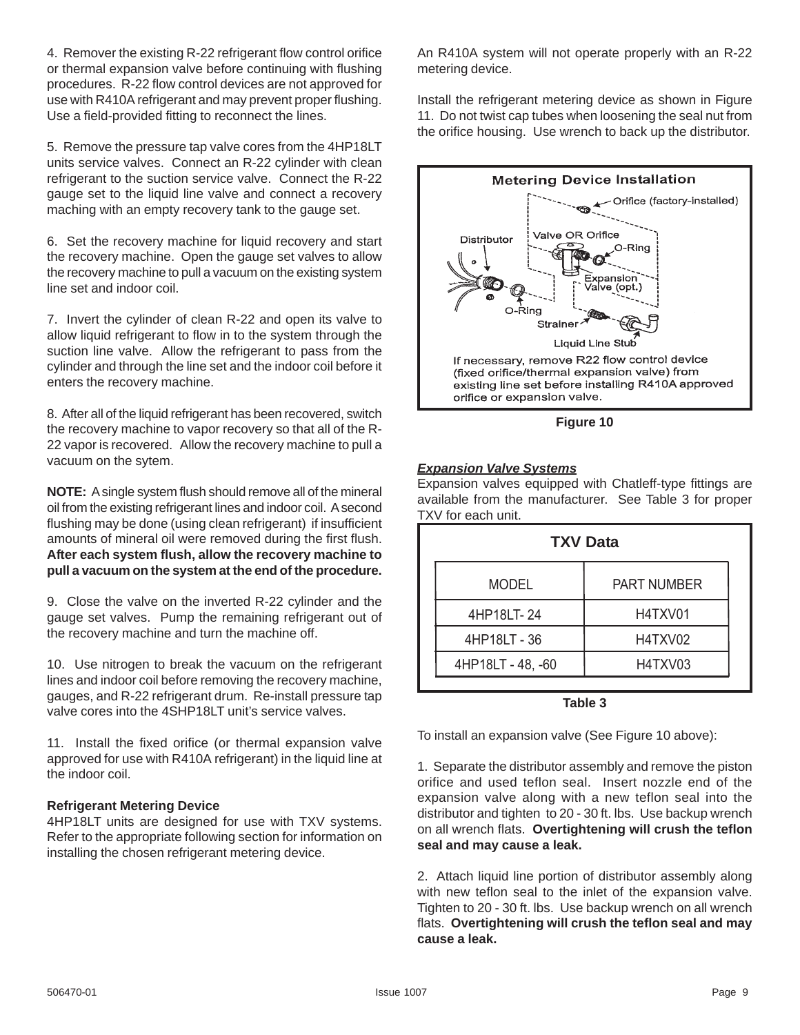4. Remover the existing R-22 refrigerant flow control orifice or thermal expansion valve before continuing with flushing procedures. R-22 flow control devices are not approved for use with R410A refrigerant and may prevent proper flushing. Use a field-provided fitting to reconnect the lines.

5. Remove the pressure tap valve cores from the 4HP18LT units service valves. Connect an R-22 cylinder with clean refrigerant to the suction service valve. Connect the R-22 gauge set to the liquid line valve and connect a recovery maching with an empty recovery tank to the gauge set.

6. Set the recovery machine for liquid recovery and start the recovery machine. Open the gauge set valves to allow the recovery machine to pull a vacuum on the existing system line set and indoor coil.

7. Invert the cylinder of clean R-22 and open its valve to allow liquid refrigerant to flow in to the system through the suction line valve. Allow the refrigerant to pass from the cylinder and through the line set and the indoor coil before it enters the recovery machine.

8. After all of the liquid refrigerant has been recovered, switch the recovery machine to vapor recovery so that all of the R-22 vapor is recovered. Allow the recovery machine to pull a vacuum on the sytem.

**NOTE:** A single system flush should remove all of the mineral oil from the existing refrigerant lines and indoor coil. A second flushing may be done (using clean refrigerant) if insufficient amounts of mineral oil were removed during the first flush. **After each system flush, allow the recovery machine to pull a vacuum on the system at the end of the procedure.**

9. Close the valve on the inverted R-22 cylinder and the gauge set valves. Pump the remaining refrigerant out of the recovery machine and turn the machine off.

10. Use nitrogen to break the vacuum on the refrigerant lines and indoor coil before removing the recovery machine, gauges, and R-22 refrigerant drum. Re-install pressure tap valve cores into the 4SHP18LT unit's service valves.

11. Install the fixed orifice (or thermal expansion valve approved for use with R410A refrigerant) in the liquid line at the indoor coil.

**Refrigerant Metering Device**

4HP18LT units are designed for use with TXV systems. Refer to the appropriate following section for information on installing the chosen refrigerant metering device.

An R410A system will not operate properly with an R-22 metering device.

Install the refrigerant metering device as shown in Figure 11. Do not twist cap tubes when loosening the seal nut from the orifice housing. Use wrench to back up the distributor.

**Metering Device Installation**

Orifice (factory-installed)
Distributor
Valve OR Orifice
O-Ring
Expansion Valve (opt.)
O-Ring
Strainer
Liquid Line Stub

If necessary, remove R22 flow control device (fixed orifice/thermal expansion valve) from existing line set before installing R410A approved orifice or expansion valve.

**Figure 10**

***Expansion Valve Systems***

Expansion valves equipped with Chatleff-type fittings are available from the manufacturer. See Table 3 for proper TXV for each unit.

**TXV Data**

| MODEL | PART NUMBER |
|---|---|
| 4HP18LT- 24 | H4TXV01 |
| 4HP18LT - 36 | H4TXV02 |
| 4HP18LT - 48, -60 | H4TXV03 |

**Table 3**

To install an expansion valve (See Figure 10 above):

1. Separate the distributor assembly and remove the piston orifice and used teflon seal. Insert nozzle end of the expansion valve along with a new teflon seal into the distributor and tighten to 20 - 30 ft. lbs. Use backup wrench on all wrench flats. **Overtightening will crush the teflon seal and may cause a leak.**

2. Attach liquid line portion of distributor assembly along with new teflon seal to the inlet of the expansion valve. Tighten to 20 - 30 ft. lbs. Use backup wrench on all wrench flats. **Overtightening will crush the teflon seal and may cause a leak.**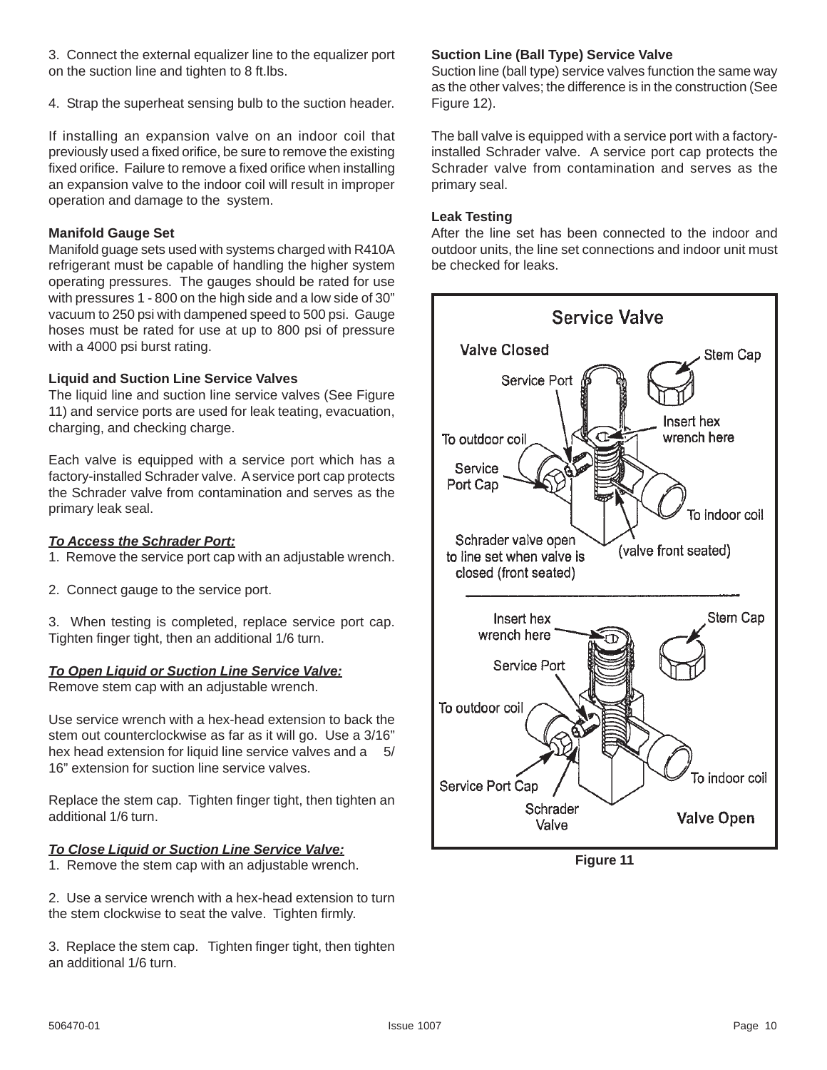3. Connect the external equalizer line to the equalizer port on the suction line and tighten to 8 ft.lbs.

4. Strap the superheat sensing bulb to the suction header.

If installing an expansion valve on an indoor coil that previously used a fixed orifice, be sure to remove the existing fixed orifice. Failure to remove a fixed orifice when installing an expansion valve to the indoor coil will result in improper operation and damage to the system.

**Manifold Gauge Set**

Manifold guage sets used with systems charged with R410A refrigerant must be capable of handling the higher system operating pressures. The gauges should be rated for use with pressures 1 - 800 on the high side and a low side of 30" vacuum to 250 psi with dampened speed to 500 psi. Gauge hoses must be rated for use at up to 800 psi of pressure with a 4000 psi burst rating.

**Liquid and Suction Line Service Valves**

The liquid line and suction line service valves (See Figure 11) and service ports are used for leak teating, evacuation, charging, and checking charge.

Each valve is equipped with a service port which has a factory-installed Schrader valve. A service port cap protects the Schrader valve from contamination and serves as the primary leak seal.

***To Access the Schrader Port:***

1. Remove the service port cap with an adjustable wrench.

2. Connect gauge to the service port.

3. When testing is completed, replace service port cap. Tighten finger tight, then an additional 1/6 turn.

***To Open Liquid or Suction Line Service Valve:***

Remove stem cap with an adjustable wrench.

Use service wrench with a hex-head extension to back the stem out counterclockwise as far as it will go. Use a 3/16" hex head extension for liquid line service valves and a 5/16" extension for suction line service valves.

Replace the stem cap. Tighten finger tight, then tighten an additional 1/6 turn.

***To Close Liquid or Suction Line Service Valve:***

1. Remove the stem cap with an adjustable wrench.

2. Use a service wrench with a hex-head extension to turn the stem clockwise to seat the valve. Tighten firmly.

3. Replace the stem cap. Tighten finger tight, then tighten an additional 1/6 turn.

**Suction Line (Ball Type) Service Valve**

Suction line (ball type) service valves function the same way as the other valves; the difference is in the construction (See Figure 12).

The ball valve is equipped with a service port with a factory-installed Schrader valve. A service port cap protects the Schrader valve from contamination and serves as the primary seal.

**Leak Testing**

After the line set has been connected to the indoor and outdoor units, the line set connections and indoor unit must be checked for leaks.

**Service Valve**

Valve Closed: Stem Cap; Service Port; Insert hex wrench here; To outdoor coil; Service Port Cap; To indoor coil; Schrader valve open to line set when valve is closed (front seated); (valve front seated)

Valve Open: Insert hex wrench here; Stem Cap; Service Port; To outdoor coil; To indoor coil; Service Port Cap; Schrader Valve

**Figure 11**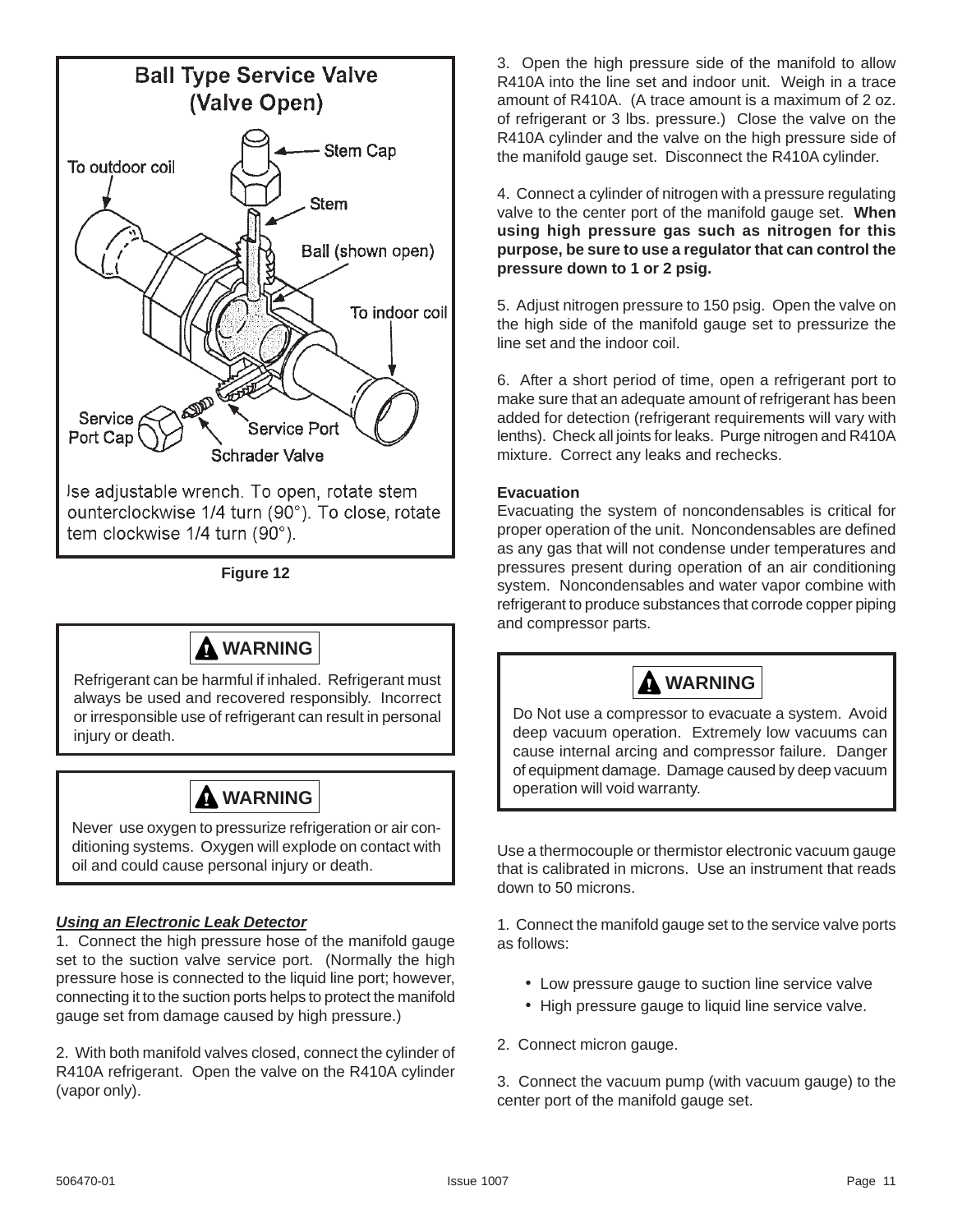**Ball Type Service Valve (Valve Open)**

To outdoor coil

Stem Cap

Stem

Ball (shown open)

To indoor coil

Service Port Cap

Service Port

Schrader Valve

Jse adjustable wrench. To open, rotate stem ounterclockwise 1/4 turn (90°). To close, rotate tem clockwise 1/4 turn (90°).

**Figure 12**

> **⚠ WARNING**
>
> Refrigerant can be harmful if inhaled. Refrigerant must always be used and recovered responsibly. Incorrect or irresponsible use of refrigerant can result in personal injury or death.

> **⚠ WARNING**
>
> Never use oxygen to pressurize refrigeration or air conditioning systems. Oxygen will explode on contact with oil and could cause personal injury or death.

***Using an Electronic Leak Detector***

1. Connect the high pressure hose of the manifold gauge set to the suction valve service port. (Normally the high pressure hose is connected to the liquid line port; however, connecting it to the suction ports helps to protect the manifold gauge set from damage caused by high pressure.)

2. With both manifold valves closed, connect the cylinder of R410A refrigerant. Open the valve on the R410A cylinder (vapor only).

3. Open the high pressure side of the manifold to allow R410A into the line set and indoor unit. Weigh in a trace amount of R410A. (A trace amount is a maximum of 2 oz. of refrigerant or 3 lbs. pressure.) Close the valve on the R410A cylinder and the valve on the high pressure side of the manifold gauge set. Disconnect the R410A cylinder.

4. Connect a cylinder of nitrogen with a pressure regulating valve to the center port of the manifold gauge set. **When using high pressure gas such as nitrogen for this purpose, be sure to use a regulator that can control the pressure down to 1 or 2 psig.**

5. Adjust nitrogen pressure to 150 psig. Open the valve on the high side of the manifold gauge set to pressurize the line set and the indoor coil.

6. After a short period of time, open a refrigerant port to make sure that an adequate amount of refrigerant has been added for detection (refrigerant requirements will vary with lenths). Check all joints for leaks. Purge nitrogen and R410A mixture. Correct any leaks and rechecks.

**Evacuation**

Evacuating the system of noncondensables is critical for proper operation of the unit. Noncondensables are defined as any gas that will not condense under temperatures and pressures present during operation of an air conditioning system. Noncondensables and water vapor combine with refrigerant to produce substances that corrode copper piping and compressor parts.

> **⚠ WARNING**
>
> Do Not use a compressor to evacuate a system. Avoid deep vacuum operation. Extremely low vacuums can cause internal arcing and compressor failure. Danger of equipment damage. Damage caused by deep vacuum operation will void warranty.

Use a thermocouple or thermistor electronic vacuum gauge that is calibrated in microns. Use an instrument that reads down to 50 microns.

1. Connect the manifold gauge set to the service valve ports as follows:

- Low pressure gauge to suction line service valve
- High pressure gauge to liquid line service valve.

2. Connect micron gauge.

3. Connect the vacuum pump (with vacuum gauge) to the center port of the manifold gauge set.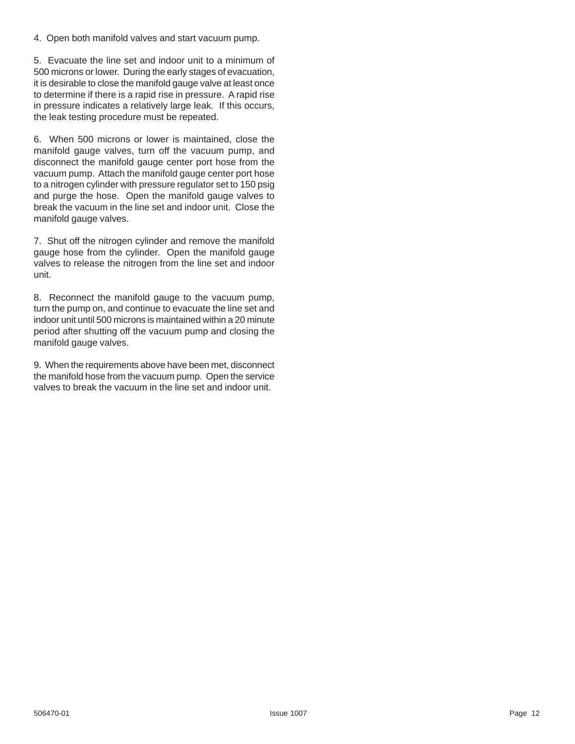4. Open both manifold valves and start vacuum pump.

5. Evacuate the line set and indoor unit to a minimum of 500 microns or lower. During the early stages of evacuation, it is desirable to close the manifold gauge valve at least once to determine if there is a rapid rise in pressure. A rapid rise in pressure indicates a relatively large leak. If this occurs, the leak testing procedure must be repeated.

6. When 500 microns or lower is maintained, close the manifold gauge valves, turn off the vacuum pump, and disconnect the manifold gauge center port hose from the vacuum pump. Attach the manifold gauge center port hose to a nitrogen cylinder with pressure regulator set to 150 psig and purge the hose. Open the manifold gauge valves to break the vacuum in the line set and indoor unit. Close the manifold gauge valves.

7. Shut off the nitrogen cylinder and remove the manifold gauge hose from the cylinder. Open the manifold gauge valves to release the nitrogen from the line set and indoor unit.

8. Reconnect the manifold gauge to the vacuum pump, turn the pump on, and continue to evacuate the line set and indoor unit until 500 microns is maintained within a 20 minute period after shutting off the vacuum pump and closing the manifold gauge valves.

9. When the requirements above have been met, disconnect the manifold hose from the vacuum pump. Open the service valves to break the vacuum in the line set and indoor unit.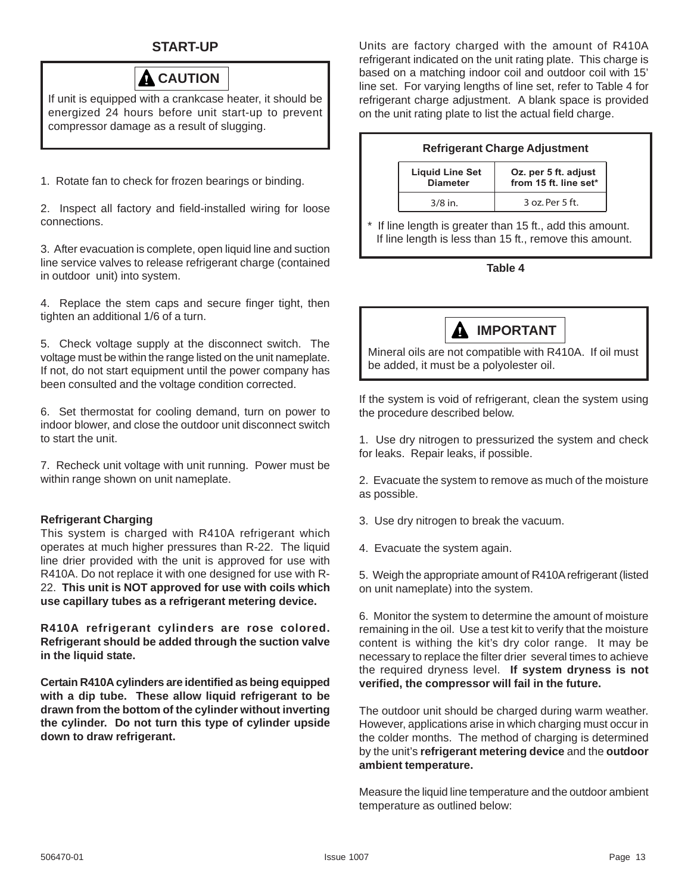## START-UP

> **⚠ CAUTION**
>
> If unit is equipped with a crankcase heater, it should be energized 24 hours before unit start-up to prevent compressor damage as a result of slugging.

1. Rotate fan to check for frozen bearings or binding.

2. Inspect all factory and field-installed wiring for loose connections.

3. After evacuation is complete, open liquid line and suction line service valves to release refrigerant charge (contained in outdoor unit) into system.

4. Replace the stem caps and secure finger tight, then tighten an additional 1/6 of a turn.

5. Check voltage supply at the disconnect switch. The voltage must be within the range listed on the unit nameplate. If not, do not start equipment until the power company has been consulted and the voltage condition corrected.

6. Set thermostat for cooling demand, turn on power to indoor blower, and close the outdoor unit disconnect switch to start the unit.

7. Recheck unit voltage with unit running. Power must be within range shown on unit nameplate.

**Refrigerant Charging**

This system is charged with R410A refrigerant which operates at much higher pressures than R-22. The liquid line drier provided with the unit is approved for use with R410A. Do not replace it with one designed for use with R-22. **This unit is NOT approved for use with coils which use capillary tubes as a refrigerant metering device.**

**R410A refrigerant cylinders are rose colored. Refrigerant should be added through the suction valve in the liquid state.**

**Certain R410A cylinders are identified as being equipped with a dip tube. These allow liquid refrigerant to be drawn from the bottom of the cylinder without inverting the cylinder. Do not turn this type of cylinder upside down to draw refrigerant.**

Units are factory charged with the amount of R410A refrigerant indicated on the unit rating plate. This charge is based on a matching indoor coil and outdoor coil with 15' line set. For varying lengths of line set, refer to Table 4 for refrigerant charge adjustment. A blank space is provided on the unit rating plate to list the actual field charge.

**Refrigerant Charge Adjustment**

| Liquid Line Set Diameter | Oz. per 5 ft. adjust from 15 ft. line set* |
|---|---|
| 3/8 in. | 3 oz. Per 5 ft. |

\* If line length is greater than 15 ft., add this amount. If line length is less than 15 ft., remove this amount.

**Table 4**

> **⚠ IMPORTANT**
>
> Mineral oils are not compatible with R410A. If oil must be added, it must be a polyolester oil.

If the system is void of refrigerant, clean the system using the procedure described below.

1. Use dry nitrogen to pressurized the system and check for leaks. Repair leaks, if possible.

2. Evacuate the system to remove as much of the moisture as possible.

3. Use dry nitrogen to break the vacuum.

4. Evacuate the system again.

5. Weigh the appropriate amount of R410A refrigerant (listed on unit nameplate) into the system.

6. Monitor the system to determine the amount of moisture remaining in the oil. Use a test kit to verify that the moisture content is withing the kit's dry color range. It may be necessary to replace the filter drier several times to achieve the required dryness level. **If system dryness is not verified, the compressor will fail in the future.**

The outdoor unit should be charged during warm weather. However, applications arise in which charging must occur in the colder months. The method of charging is determined by the unit's **refrigerant metering device** and the **outdoor ambient temperature.**

Measure the liquid line temperature and the outdoor ambient temperature as outlined below: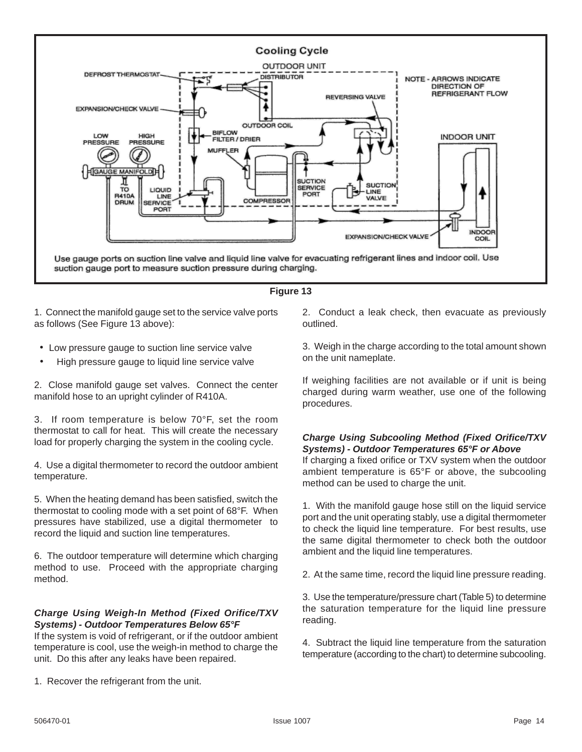**Cooling Cycle**

OUTDOOR UNIT

DEFROST THERMOSTAT

DISTRIBUTOR

NOTE - ARROWS INDICATE DIRECTION OF REFRIGERANT FLOW

REVERSING VALVE

EXPANSION/CHECK VALVE

OUTDOOR COIL

LOW PRESSURE

HIGH PRESSURE

BIFLOW FILTER / DRIER

INDOOR UNIT

MUFFLER

GAUGE MANIFOLD

TO R410A DRUM

LIQUID LINE SERVICE PORT

COMPRESSOR

SUCTION SERVICE PORT

SUCTION LINE VALVE

EXPANSION/CHECK VALVE

INDOOR COIL

Use gauge ports on suction line valve and liquid line valve for evacuating refrigerant lines and indoor coil. Use suction gauge port to measure suction pressure during charging.

**Figure 13**

1. Connect the manifold gauge set to the service valve ports as follows (See Figure 13 above):

- Low pressure gauge to suction line service valve
- High pressure gauge to liquid line service valve

2. Close manifold gauge set valves. Connect the center manifold hose to an upright cylinder of R410A.

3. If room temperature is below 70°F, set the room thermostat to call for heat. This will create the necessary load for properly charging the system in the cooling cycle.

4. Use a digital thermometer to record the outdoor ambient temperature.

5. When the heating demand has been satisfied, switch the thermostat to cooling mode with a set point of 68°F. When pressures have stabilized, use a digital thermometer to record the liquid and suction line temperatures.

6. The outdoor temperature will determine which charging method to use. Proceed with the appropriate charging method.

***Charge Using Weigh-In Method (Fixed Orifice/TXV Systems) - Outdoor Temperatures Below 65°F***

If the system is void of refrigerant, or if the outdoor ambient temperature is cool, use the weigh-in method to charge the unit. Do this after any leaks have been repaired.

1. Recover the refrigerant from the unit.

2. Conduct a leak check, then evacuate as previously outlined.

3. Weigh in the charge according to the total amount shown on the unit nameplate.

If weighing facilities are not available or if unit is being charged during warm weather, use one of the following procedures.

***Charge Using Subcooling Method (Fixed Orifice/TXV Systems) - Outdoor Temperatures 65°F or Above***

If charging a fixed orifice or TXV system when the outdoor ambient temperature is 65°F or above, the subcooling method can be used to charge the unit.

1. With the manifold gauge hose still on the liquid service port and the unit operating stably, use a digital thermometer to check the liquid line temperature. For best results, use the same digital thermometer to check both the outdoor ambient and the liquid line temperatures.

2. At the same time, record the liquid line pressure reading.

3. Use the temperature/pressure chart (Table 5) to determine the saturation temperature for the liquid line pressure reading.

4. Subtract the liquid line temperature from the saturation temperature (according to the chart) to determine subcooling.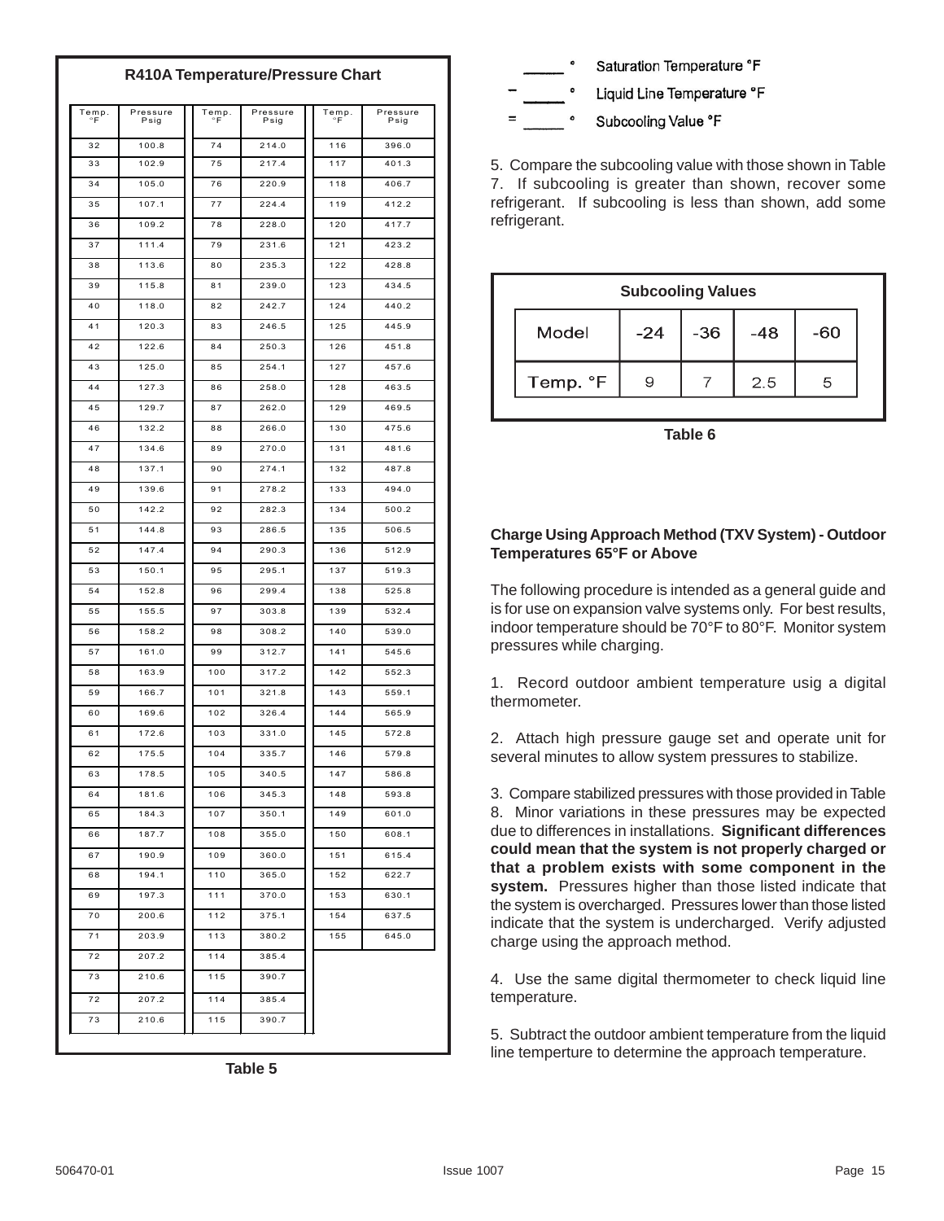**R410A Temperature/Pressure Chart**

| Temp. °F | Pressure Psig | Temp. °F | Pressure Psig | Temp. °F | Pressure Psig |
|---|---|---|---|---|---|
| 32 | 100.8 | 74 | 214.0 | 116 | 396.0 |
| 33 | 102.9 | 75 | 217.4 | 117 | 401.3 |
| 34 | 105.0 | 76 | 220.9 | 118 | 406.7 |
| 35 | 107.1 | 77 | 224.4 | 119 | 412.2 |
| 36 | 109.2 | 78 | 228.0 | 120 | 417.7 |
| 37 | 111.4 | 79 | 231.6 | 121 | 423.2 |
| 38 | 113.6 | 80 | 235.3 | 122 | 428.8 |
| 39 | 115.8 | 81 | 239.0 | 123 | 434.5 |
| 40 | 118.0 | 82 | 242.7 | 124 | 440.2 |
| 41 | 120.3 | 83 | 246.5 | 125 | 445.9 |
| 42 | 122.6 | 84 | 250.3 | 126 | 451.8 |
| 43 | 125.0 | 85 | 254.1 | 127 | 457.6 |
| 44 | 127.3 | 86 | 258.0 | 128 | 463.5 |
| 45 | 129.7 | 87 | 262.0 | 129 | 469.5 |
| 46 | 132.2 | 88 | 266.0 | 130 | 475.6 |
| 47 | 134.6 | 89 | 270.0 | 131 | 481.6 |
| 48 | 137.1 | 90 | 274.1 | 132 | 487.8 |
| 49 | 139.6 | 91 | 278.2 | 133 | 494.0 |
| 50 | 142.2 | 92 | 282.3 | 134 | 500.2 |
| 51 | 144.8 | 93 | 286.5 | 135 | 506.5 |
| 52 | 147.4 | 94 | 290.3 | 136 | 512.9 |
| 53 | 150.1 | 95 | 295.1 | 137 | 519.3 |
| 54 | 152.8 | 96 | 299.4 | 138 | 525.8 |
| 55 | 155.5 | 97 | 303.8 | 139 | 532.4 |
| 56 | 158.2 | 98 | 308.2 | 140 | 539.0 |
| 57 | 161.0 | 99 | 312.7 | 141 | 545.6 |
| 58 | 163.9 | 100 | 317.2 | 142 | 552.3 |
| 59 | 166.7 | 101 | 321.8 | 143 | 559.1 |
| 60 | 169.6 | 102 | 326.4 | 144 | 565.9 |
| 61 | 172.6 | 103 | 331.0 | 145 | 572.8 |
| 62 | 175.5 | 104 | 335.7 | 146 | 579.8 |
| 63 | 178.5 | 105 | 340.5 | 147 | 586.8 |
| 64 | 181.6 | 106 | 345.3 | 148 | 593.8 |
| 65 | 184.3 | 107 | 350.1 | 149 | 601.0 |
| 66 | 187.7 | 108 | 355.0 | 150 | 608.1 |
| 67 | 190.9 | 109 | 360.0 | 151 | 615.4 |
| 68 | 194.1 | 110 | 365.0 | 152 | 622.7 |
| 69 | 197.3 | 111 | 370.0 | 153 | 630.1 |
| 70 | 200.6 | 112 | 375.1 | 154 | 637.5 |
| 71 | 203.9 | 113 | 380.2 | 155 | 645.0 |
| 72 | 207.2 | 114 | 385.4 | | |
| 73 | 210.6 | 115 | 390.7 | | |
| 72 | 207.2 | 114 | 385.4 | | |
| 73 | 210.6 | 115 | 390.7 | | |

**Table 5**

_____ ° Saturation Temperature °F

– _____ ° Liquid Line Temperature °F

= _____ ° Subcooling Value °F

5. Compare the subcooling value with those shown in Table 7. If subcooling is greater than shown, recover some refrigerant. If subcooling is less than shown, add some refrigerant.

**Subcooling Values**

| Model | -24 | -36 | -48 | -60 |
|---|---|---|---|---|
| Temp. °F | 9 | 7 | 2.5 | 5 |

**Table 6**

**Charge Using Approach Method (TXV System) - Outdoor Temperatures 65°F or Above**

The following procedure is intended as a general guide and is for use on expansion valve systems only. For best results, indoor temperature should be 70°F to 80°F. Monitor system pressures while charging.

1. Record outdoor ambient temperature usig a digital thermometer.

2. Attach high pressure gauge set and operate unit for several minutes to allow system pressures to stabilize.

3. Compare stabilized pressures with those provided in Table 8. Minor variations in these pressures may be expected due to differences in installations. **Significant differences could mean that the system is not properly charged or that a problem exists with some component in the system.** Pressures higher than those listed indicate that the system is overcharged. Pressures lower than those listed indicate that the system is undercharged. Verify adjusted charge using the approach method.

4. Use the same digital thermometer to check liquid line temperature.

5. Subtract the outdoor ambient temperature from the liquid line temperture to determine the approach temperature.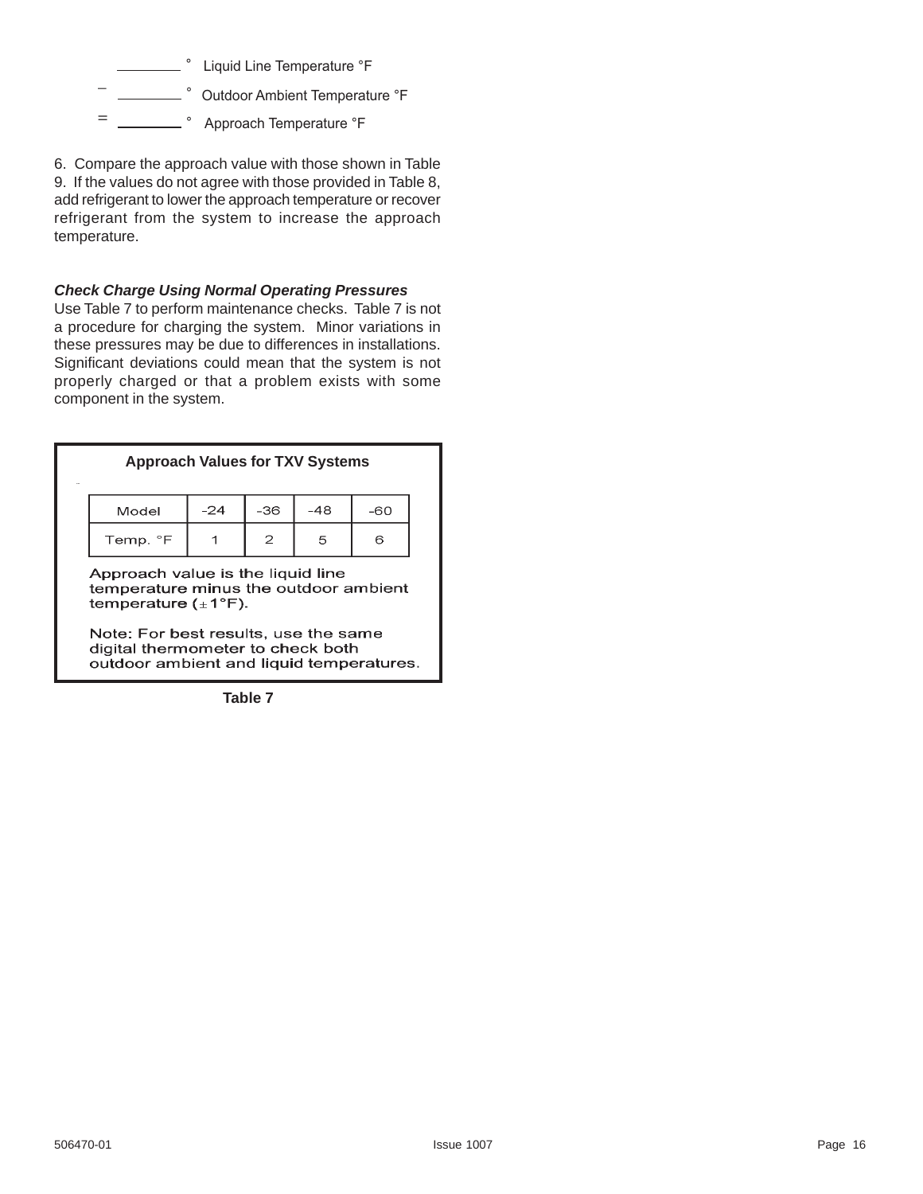\_\_\_\_\_\_\_\_ ° Liquid Line Temperature °F

– \_\_\_\_\_\_\_\_ ° Outdoor Ambient Temperature °F

= \_\_\_\_\_\_\_\_ ° Approach Temperature °F

6. Compare the approach value with those shown in Table 9. If the values do not agree with those provided in Table 8, add refrigerant to lower the approach temperature or recover refrigerant from the system to increase the approach temperature.

***Check Charge Using Normal Operating Pressures***

Use Table 7 to perform maintenance checks. Table 7 is not a procedure for charging the system. Minor variations in these pressures may be due to differences in installations. Significant deviations could mean that the system is not properly charged or that a problem exists with some component in the system.

**Approach Values for TXV Systems**

| Model | -24 | -36 | -48 | -60 |
|---|---|---|---|---|
| Temp. °F | 1 | 2 | 5 | 6 |

Approach value is the liquid line temperature minus the outdoor ambient temperature (±1°F).

Note: For best results, use the same digital thermometer to check both outdoor ambient and liquid temperatures.

**Table 7**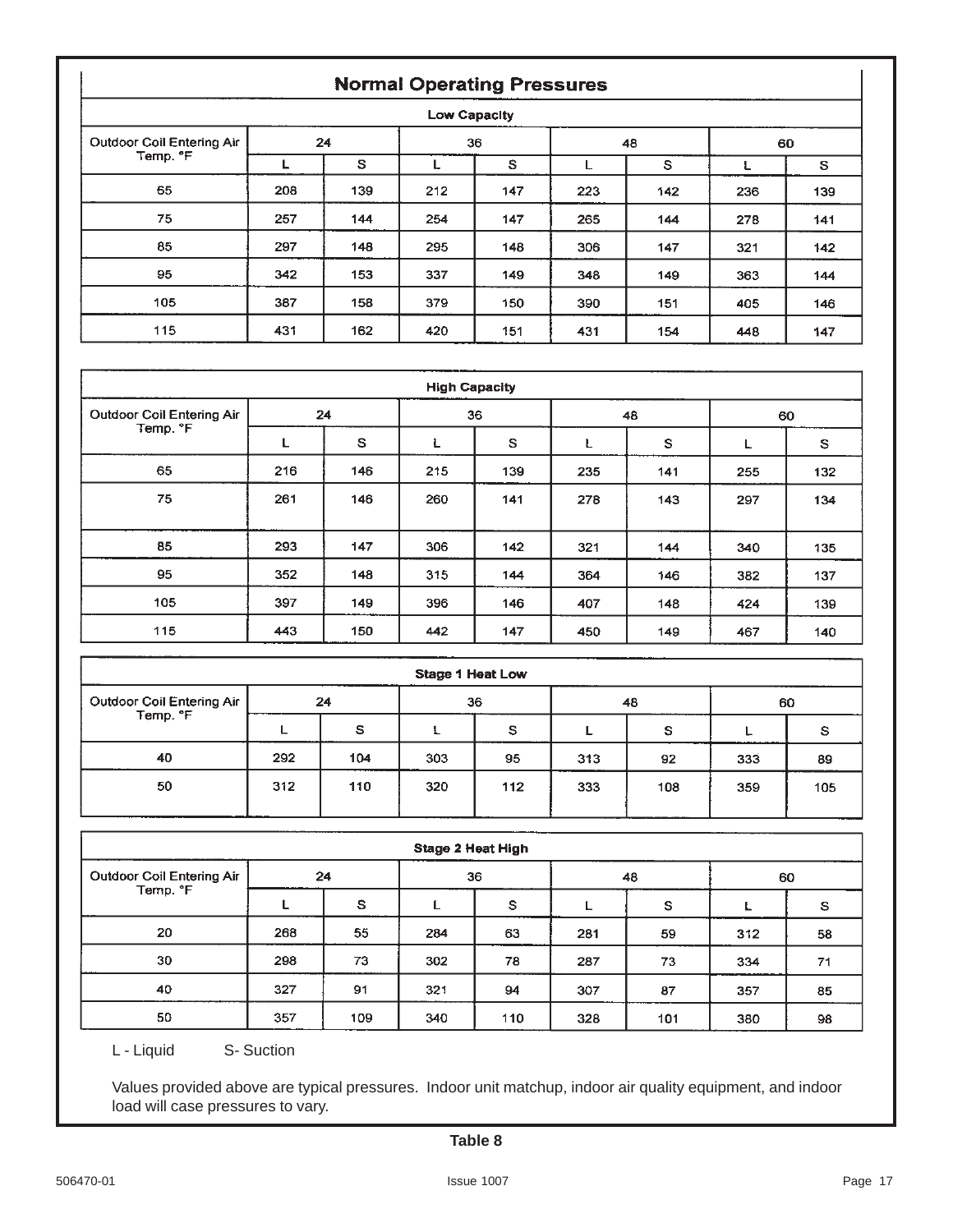## Normal Operating Pressures

| Low Capacity | | | | | | | | |
|---|---|---|---|---|---|---|---|---|
| Outdoor Coil Entering Air Temp. °F | 24 | | 36 | | 48 | | 60 | |
| | L | S | L | S | L | S | L | S |
| 65 | 208 | 139 | 212 | 147 | 223 | 142 | 236 | 139 |
| 75 | 257 | 144 | 254 | 147 | 265 | 144 | 278 | 141 |
| 85 | 297 | 148 | 295 | 148 | 306 | 147 | 321 | 142 |
| 95 | 342 | 153 | 337 | 149 | 348 | 149 | 363 | 144 |
| 105 | 387 | 158 | 379 | 150 | 390 | 151 | 405 | 146 |
| 115 | 431 | 162 | 420 | 151 | 431 | 154 | 448 | 147 |

| High Capacity | | | | | | | | |
|---|---|---|---|---|---|---|---|---|
| Outdoor Coil Entering Air Temp. °F | 24 | | 36 | | 48 | | 60 | |
| | L | S | L | S | L | S | L | S |
| 65 | 216 | 146 | 215 | 139 | 235 | 141 | 255 | 132 |
| 75 | 261 | 146 | 260 | 141 | 278 | 143 | 297 | 134 |
| 85 | 293 | 147 | 306 | 142 | 321 | 144 | 340 | 135 |
| 95 | 352 | 148 | 315 | 144 | 364 | 146 | 382 | 137 |
| 105 | 397 | 149 | 396 | 146 | 407 | 148 | 424 | 139 |
| 115 | 443 | 150 | 442 | 147 | 450 | 149 | 467 | 140 |

| Stage 1 Heat Low | | | | | | | | |
|---|---|---|---|---|---|---|---|---|
| Outdoor Coil Entering Air Temp. °F | 24 | | 36 | | 48 | | 60 | |
| | L | S | L | S | L | S | L | S |
| 40 | 292 | 104 | 303 | 95 | 313 | 92 | 333 | 89 |
| 50 | 312 | 110 | 320 | 112 | 333 | 108 | 359 | 105 |

| Stage 2 Heat High | | | | | | | | |
|---|---|---|---|---|---|---|---|---|
| Outdoor Coil Entering Air Temp. °F | 24 | | 36 | | 48 | | 60 | |
| | L | S | L | S | L | S | L | S |
| 20 | 268 | 55 | 284 | 63 | 281 | 59 | 312 | 58 |
| 30 | 298 | 73 | 302 | 78 | 287 | 73 | 334 | 71 |
| 40 | 327 | 91 | 321 | 94 | 307 | 87 | 357 | 85 |
| 50 | 357 | 109 | 340 | 110 | 328 | 101 | 380 | 98 |

L - Liquid S- Suction

Values provided above are typical pressures. Indoor unit matchup, indoor air quality equipment, and indoor load will case pressures to vary.

**Table 8**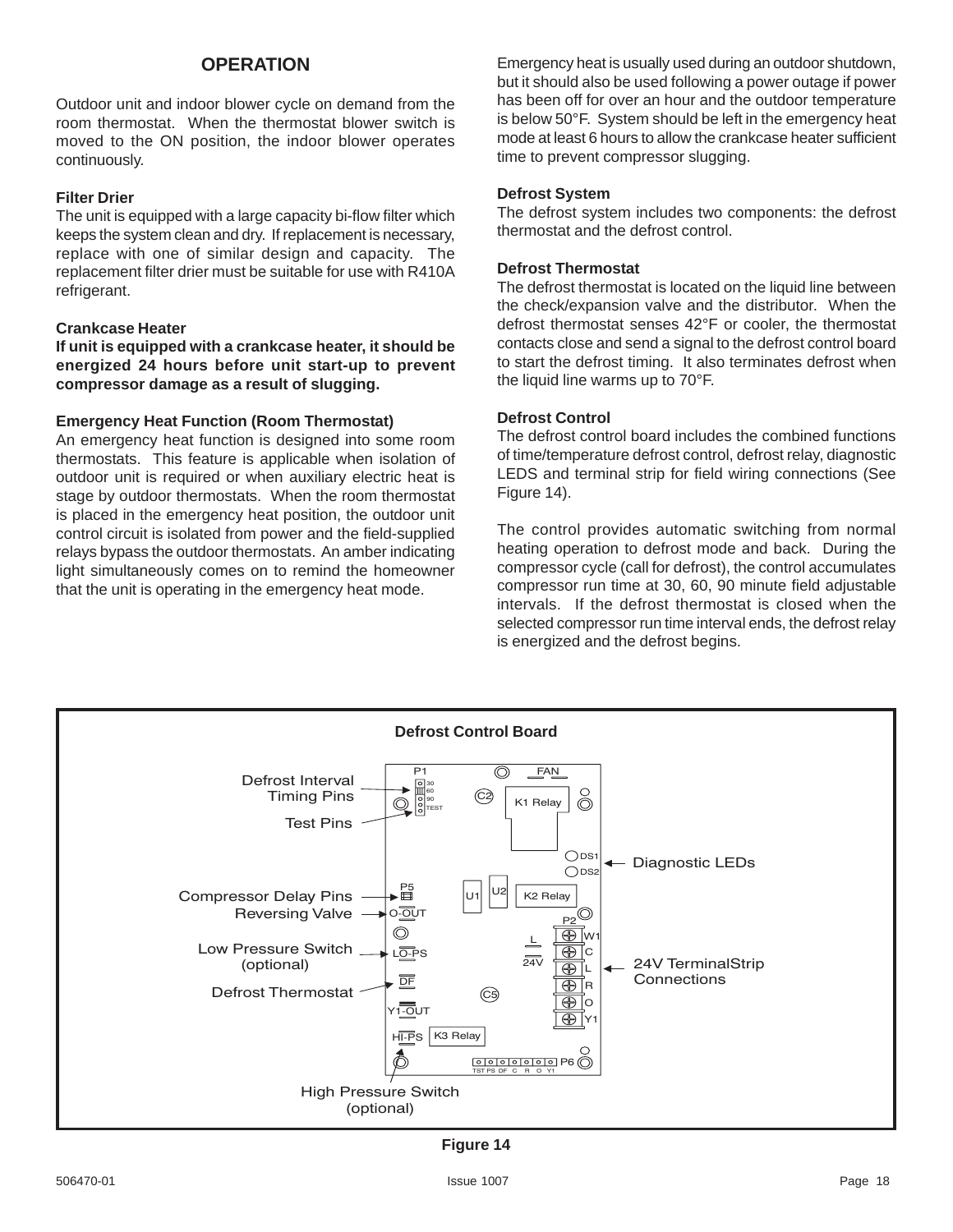## OPERATION

Outdoor unit and indoor blower cycle on demand from the room thermostat. When the thermostat blower switch is moved to the ON position, the indoor blower operates continuously.

### Filter Drier

The unit is equipped with a large capacity bi-flow filter which keeps the system clean and dry. If replacement is necessary, replace with one of similar design and capacity. The replacement filter drier must be suitable for use with R410A refrigerant.

### Crankcase Heater

**If unit is equipped with a crankcase heater, it should be energized 24 hours before unit start-up to prevent compressor damage as a result of slugging.**

### Emergency Heat Function (Room Thermostat)

An emergency heat function is designed into some room thermostats. This feature is applicable when isolation of outdoor unit is required or when auxiliary electric heat is stage by outdoor thermostats. When the room thermostat is placed in the emergency heat position, the outdoor unit control circuit is isolated from power and the field-supplied relays bypass the outdoor thermostats. An amber indicating light simultaneously comes on to remind the homeowner that the unit is operating in the emergency heat mode.

Emergency heat is usually used during an outdoor shutdown, but it should also be used following a power outage if power has been off for over an hour and the outdoor temperature is below 50°F. System should be left in the emergency heat mode at least 6 hours to allow the crankcase heater sufficient time to prevent compressor slugging.

### Defrost System

The defrost system includes two components: the defrost thermostat and the defrost control.

### Defrost Thermostat

The defrost thermostat is located on the liquid line between the check/expansion valve and the distributor. When the defrost thermostat senses 42°F or cooler, the thermostat contacts close and send a signal to the defrost control board to start the defrost timing. It also terminates defrost when the liquid line warms up to 70°F.

### Defrost Control

The defrost control board includes the combined functions of time/temperature defrost control, defrost relay, diagnostic LEDS and terminal strip for field wiring connections (See Figure 14).

The control provides automatic switching from normal heating operation to defrost mode and back. During the compressor cycle (call for defrost), the control accumulates compressor run time at 30, 60, 90 minute field adjustable intervals. If the defrost thermostat is closed when the selected compressor run time interval ends, the defrost relay is energized and the defrost begins.

**Defrost Control Board**

Defrost Interval Timing Pins; Test Pins; Compressor Delay Pins; Reversing Valve; Low Pressure Switch (optional); Defrost Thermostat; High Pressure Switch (optional); Diagnostic LEDs; 24V TerminalStrip Connections

**Figure 14**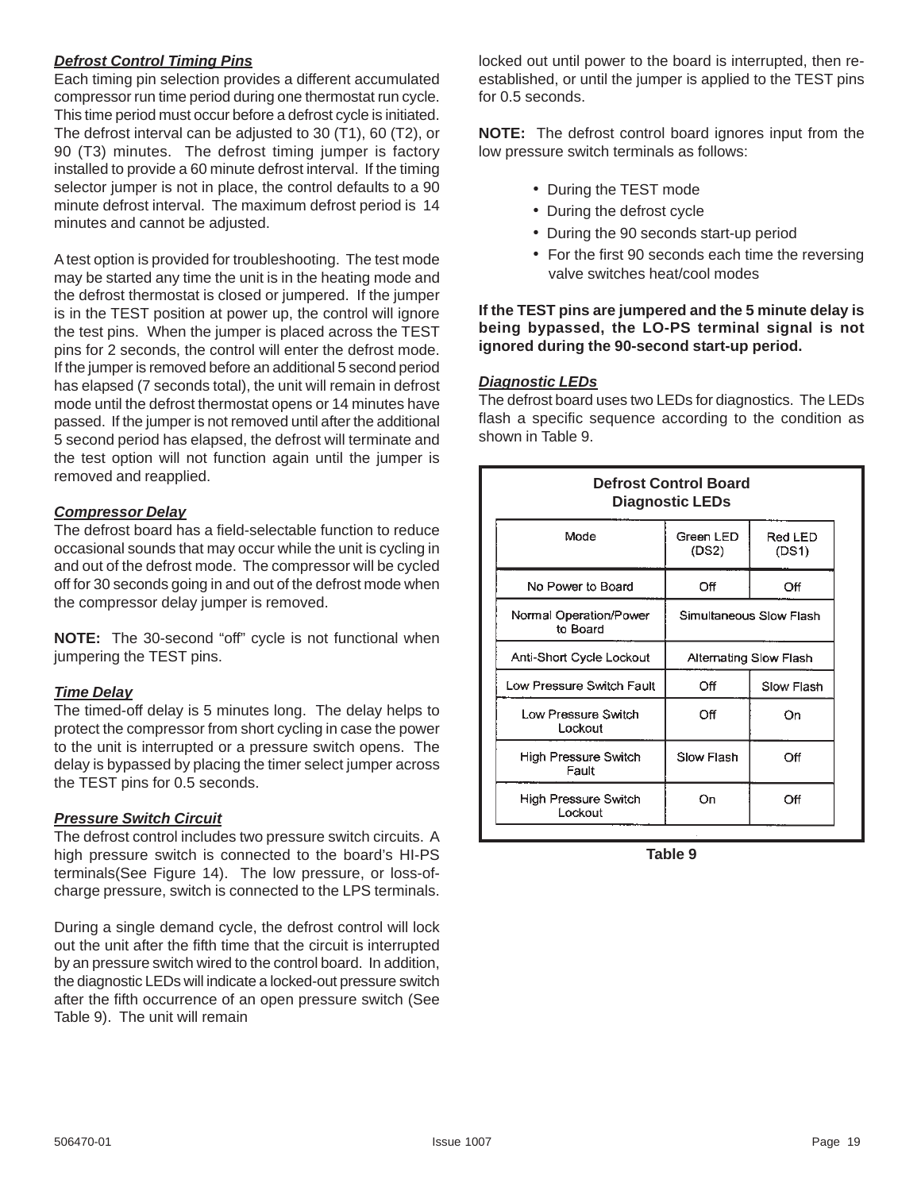***Defrost Control Timing Pins***

Each timing pin selection provides a different accumulated compressor run time period during one thermostat run cycle. This time period must occur before a defrost cycle is initiated. The defrost interval can be adjusted to 30 (T1), 60 (T2), or 90 (T3) minutes. The defrost timing jumper is factory installed to provide a 60 minute defrost interval. If the timing selector jumper is not in place, the control defaults to a 90 minute defrost interval. The maximum defrost period is 14 minutes and cannot be adjusted.

A test option is provided for troubleshooting. The test mode may be started any time the unit is in the heating mode and the defrost thermostat is closed or jumpered. If the jumper is in the TEST position at power up, the control will ignore the test pins. When the jumper is placed across the TEST pins for 2 seconds, the control will enter the defrost mode. If the jumper is removed before an additional 5 second period has elapsed (7 seconds total), the unit will remain in defrost mode until the defrost thermostat opens or 14 minutes have passed. If the jumper is not removed until after the additional 5 second period has elapsed, the defrost will terminate and the test option will not function again until the jumper is removed and reapplied.

***Compressor Delay***

The defrost board has a field-selectable function to reduce occasional sounds that may occur while the unit is cycling in and out of the defrost mode. The compressor will be cycled off for 30 seconds going in and out of the defrost mode when the compressor delay jumper is removed.

**NOTE:** The 30-second "off" cycle is not functional when jumpering the TEST pins.

***Time Delay***

The timed-off delay is 5 minutes long. The delay helps to protect the compressor from short cycling in case the power to the unit is interrupted or a pressure switch opens. The delay is bypassed by placing the timer select jumper across the TEST pins for 0.5 seconds.

***Pressure Switch Circuit***

The defrost control includes two pressure switch circuits. A high pressure switch is connected to the board's HI-PS terminals(See Figure 14). The low pressure, or loss-of-charge pressure, switch is connected to the LPS terminals.

During a single demand cycle, the defrost control will lock out the unit after the fifth time that the circuit is interrupted by an pressure switch wired to the control board. In addition, the diagnostic LEDs will indicate a locked-out pressure switch after the fifth occurrence of an open pressure switch (See Table 9). The unit will remain locked out until power to the board is interrupted, then re-established, or until the jumper is applied to the TEST pins for 0.5 seconds.

**NOTE:** The defrost control board ignores input from the low pressure switch terminals as follows:

- During the TEST mode
- During the defrost cycle
- During the 90 seconds start-up period
- For the first 90 seconds each time the reversing valve switches heat/cool modes

**If the TEST pins are jumpered and the 5 minute delay is being bypassed, the LO-PS terminal signal is not ignored during the 90-second start-up period.**

***Diagnostic LEDs***

The defrost board uses two LEDs for diagnostics. The LEDs flash a specific sequence according to the condition as shown in Table 9.

**Defrost Control Board Diagnostic LEDs**

| Mode | Green LED (DS2) | Red LED (DS1) |
|---|---|---|
| No Power to Board | Off | Off |
| Normal Operation/Power to Board | Simultaneous Slow Flash | |
| Anti-Short Cycle Lockout | Alternating Slow Flash | |
| Low Pressure Switch Fault | Off | Slow Flash |
| Low Pressure Switch Lockout | Off | On |
| High Pressure Switch Fault | Slow Flash | Off |
| High Pressure Switch Lockout | On | Off |

**Table 9**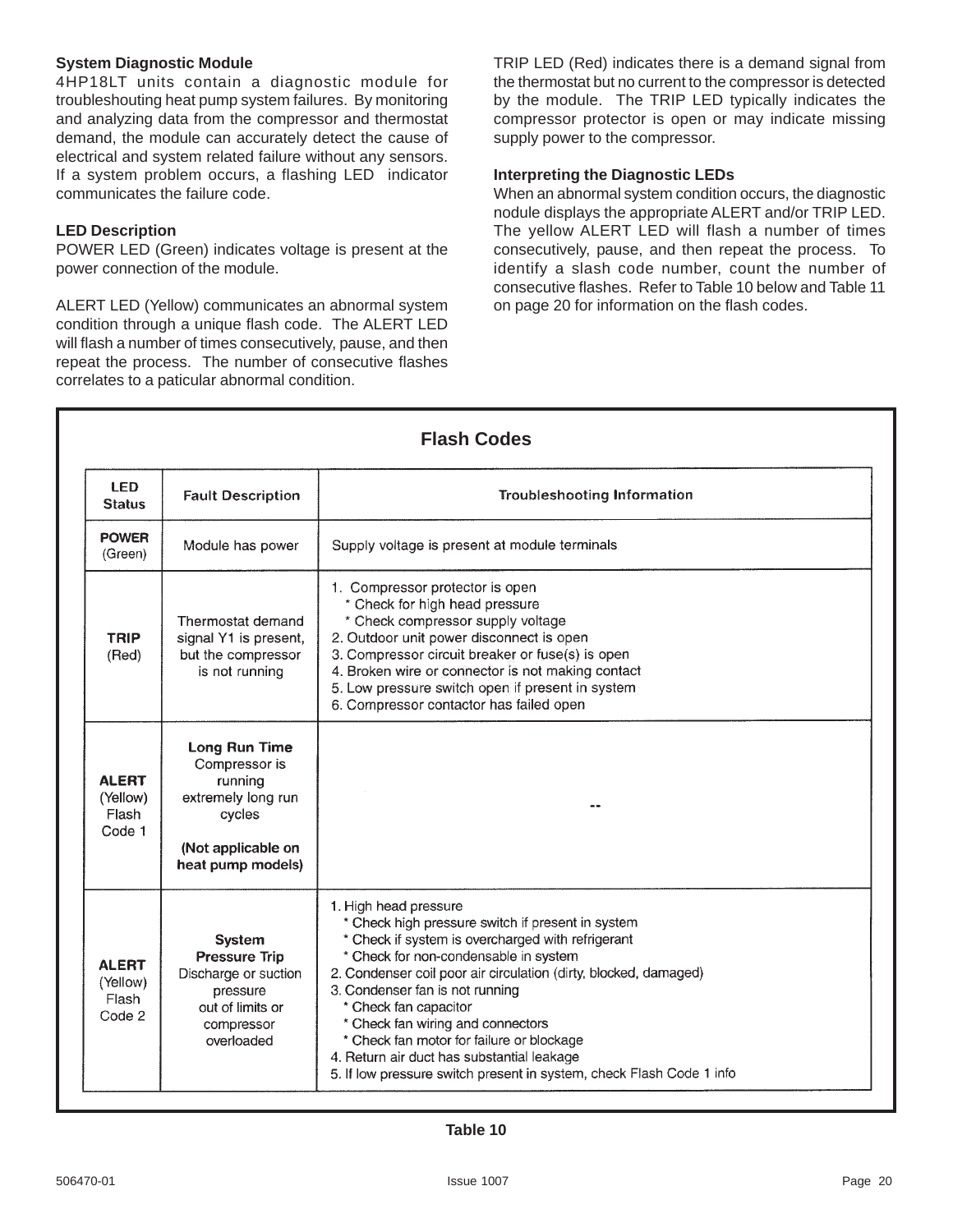### System Diagnostic Module

4HP18LT units contain a diagnostic module for troubleshouting heat pump system failures. By monitoring and analyzing data from the compressor and thermostat demand, the module can accurately detect the cause of electrical and system related failure without any sensors. If a system problem occurs, a flashing LED indicator communicates the failure code.

### LED Description

POWER LED (Green) indicates voltage is present at the power connection of the module.

ALERT LED (Yellow) communicates an abnormal system condition through a unique flash code. The ALERT LED will flash a number of times consecutively, pause, and then repeat the process. The number of consecutive flashes correlates to a paticular abnormal condition.

TRIP LED (Red) indicates there is a demand signal from the thermostat but no current to the compressor is detected by the module. The TRIP LED typically indicates the compressor protector is open or may indicate missing supply power to the compressor.

### Interpreting the Diagnostic LEDs

When an abnormal system condition occurs, the diagnostic nodule displays the appropriate ALERT and/or TRIP LED. The yellow ALERT LED will flash a number of times consecutively, pause, and then repeat the process. To identify a slash code number, count the number of consecutive flashes. Refer to Table 10 below and Table 11 on page 20 for information on the flash codes.

**Flash Codes**

| LED Status | Fault Description | Troubleshooting Information |
|---|---|---|
| **POWER** (Green) | Module has power | Supply voltage is present at module terminals |
| **TRIP** (Red) | Thermostat demand signal Y1 is present, but the compressor is not running | 1. Compressor protector is open<br>* Check for high head pressure<br>* Check compressor supply voltage<br>2. Outdoor unit power disconnect is open<br>3. Compressor circuit breaker or fuse(s) is open<br>4. Broken wire or connector is not making contact<br>5. Low pressure switch open if present in system<br>6. Compressor contactor has failed open |
| **ALERT** (Yellow) Flash Code 1 | **Long Run Time** Compressor is running extremely long run cycles<br>**(Not applicable on heat pump models)** | -- |
| **ALERT** (Yellow) Flash Code 2 | **System Pressure Trip** Discharge or suction pressure out of limits or compressor overloaded | 1. High head pressure<br>* Check high pressure switch if present in system<br>* Check if system is overcharged with refrigerant<br>* Check for non-condensable in system<br>2. Condenser coil poor air circulation (dirty, blocked, damaged)<br>3. Condenser fan is not running<br>* Check fan capacitor<br>* Check fan wiring and connectors<br>* Check fan motor for failure or blockage<br>4. Return air duct has substantial leakage<br>5. If low pressure switch present in system, check Flash Code 1 info |

**Table 10**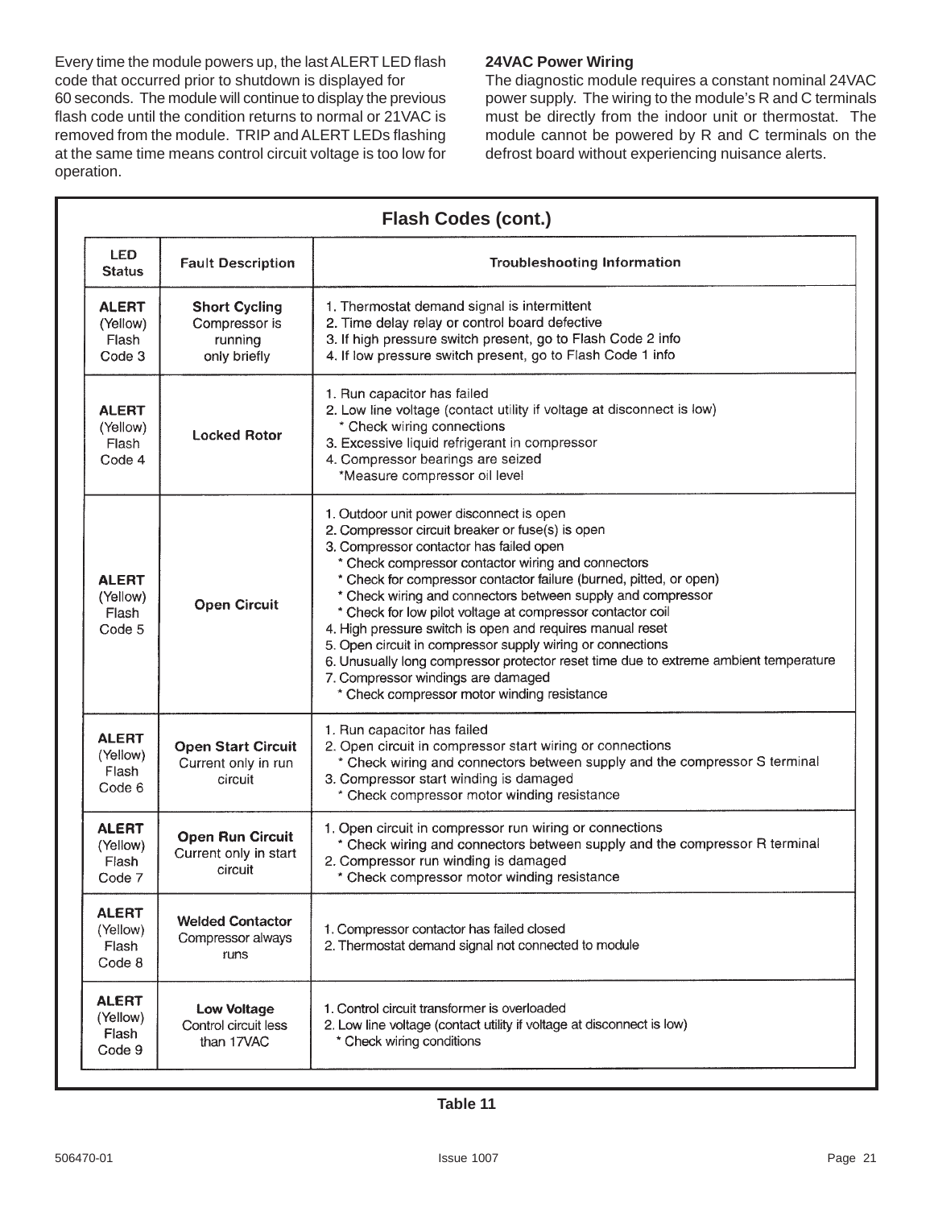Every time the module powers up, the last ALERT LED flash code that occurred prior to shutdown is displayed for 60 seconds. The module will continue to display the previous flash code until the condition returns to normal or 21VAC is removed from the module. TRIP and ALERT LEDs flashing at the same time means control circuit voltage is too low for operation.

**24VAC Power Wiring**

The diagnostic module requires a constant nominal 24VAC power supply. The wiring to the module's R and C terminals must be directly from the indoor unit or thermostat. The module cannot be powered by R and C terminals on the defrost board without experiencing nuisance alerts.

## Flash Codes (cont.)

| LED Status | Fault Description | Troubleshooting Information |
|---|---|---|
| **ALERT** (Yellow) Flash Code 3 | **Short Cycling** Compressor is running only briefly | 1. Thermostat demand signal is intermittent<br>2. Time delay relay or control board defective<br>3. If high pressure switch present, go to Flash Code 2 info<br>4. If low pressure switch present, go to Flash Code 1 info |
| **ALERT** (Yellow) Flash Code 4 | **Locked Rotor** | 1. Run capacitor has failed<br>2. Low line voltage (contact utility if voltage at disconnect is low)<br>* Check wiring connections<br>3. Excessive liquid refrigerant in compressor<br>4. Compressor bearings are seized<br>*Measure compressor oil level |
| **ALERT** (Yellow) Flash Code 5 | **Open Circuit** | 1. Outdoor unit power disconnect is open<br>2. Compressor circuit breaker or fuse(s) is open<br>3. Compressor contactor has failed open<br>* Check compressor contactor wiring and connectors<br>* Check for compressor contactor failure (burned, pitted, or open)<br>* Check wiring and connectors between supply and compressor<br>* Check for low pilot voltage at compressor contactor coil<br>4. High pressure switch is open and requires manual reset<br>5. Open circuit in compressor supply wiring or connections<br>6. Unusually long compressor protector reset time due to extreme ambient temperature<br>7. Compressor windings are damaged<br>* Check compressor motor winding resistance |
| **ALERT** (Yellow) Flash Code 6 | **Open Start Circuit** Current only in run circuit | 1. Run capacitor has failed<br>2. Open circuit in compressor start wiring or connections<br>* Check wiring and connectors between supply and the compressor S terminal<br>3. Compressor start winding is damaged<br>* Check compressor motor winding resistance |
| **ALERT** (Yellow) Flash Code 7 | **Open Run Circuit** Current only in start circuit | 1. Open circuit in compressor run wiring or connections<br>* Check wiring and connectors between supply and the compressor R terminal<br>2. Compressor run winding is damaged<br>* Check compressor motor winding resistance |
| **ALERT** (Yellow) Flash Code 8 | **Welded Contactor** Compressor always runs | 1. Compressor contactor has failed closed<br>2. Thermostat demand signal not connected to module |
| **ALERT** (Yellow) Flash Code 9 | **Low Voltage** Control circuit less than 17VAC | 1. Control circuit transformer is overloaded<br>2. Low line voltage (contact utility if voltage at disconnect is low)<br>* Check wiring conditions |

**Table 11**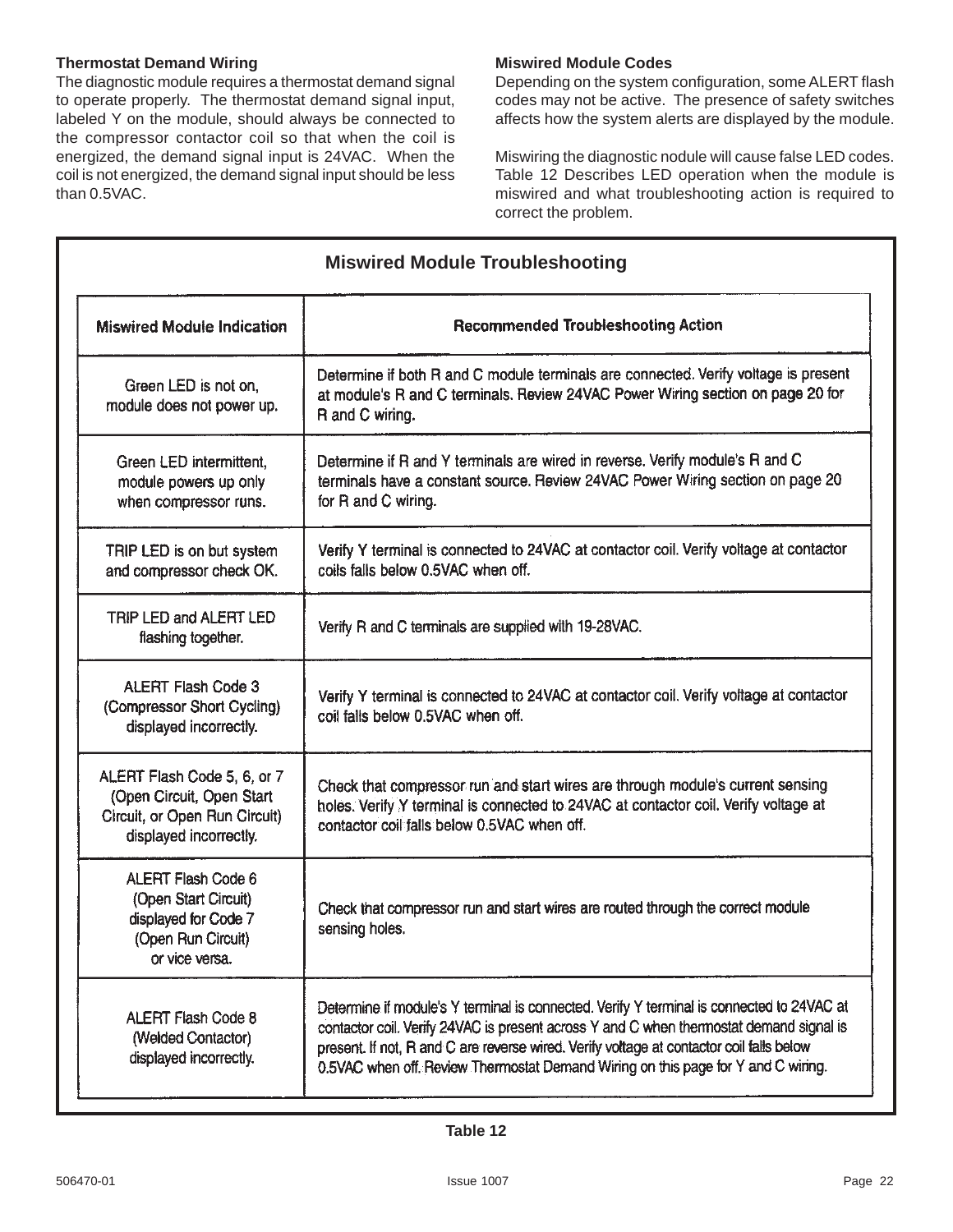### Thermostat Demand Wiring

The diagnostic module requires a thermostat demand signal to operate properly. The thermostat demand signal input, labeled Y on the module, should always be connected to the compressor contactor coil so that when the coil is energized, the demand signal input is 24VAC. When the coil is not energized, the demand signal input should be less than 0.5VAC.

### Miswired Module Codes

Depending on the system configuration, some ALERT flash codes may not be active. The presence of safety switches affects how the system alerts are displayed by the module.

Miswiring the diagnostic nodule will cause false LED codes. Table 12 Describes LED operation when the module is miswired and what troubleshooting action is required to correct the problem.

**Miswired Module Troubleshooting**

| Miswired Module Indication | Recommended Troubleshooting Action |
|---|---|
| Green LED is not on, module does not power up. | Determine if both R and C module terminals are connected. Verify voltage is present at module's R and C terminals. Review 24VAC Power Wiring section on page 20 for R and C wiring. |
| Green LED intermittent, module powers up only when compressor runs. | Determine if R and Y terminals are wired in reverse. Verify module's R and C terminals have a constant source. Review 24VAC Power Wiring section on page 20 for R and C wiring. |
| TRIP LED is on but system and compressor check OK. | Verify Y terminal is connected to 24VAC at contactor coil. Verify voltage at contactor coils falls below 0.5VAC when off. |
| TRIP LED and ALERT LED flashing together. | Verify R and C terminals are supplied with 19-28VAC. |
| ALERT Flash Code 3 (Compressor Short Cycling) displayed incorrectly. | Verify Y terminal is connected to 24VAC at contactor coil. Verify voltage at contactor coil falls below 0.5VAC when off. |
| ALERT Flash Code 5, 6, or 7 (Open Circuit, Open Start Circuit, or Open Run Circuit) displayed incorrectly. | Check that compressor run and start wires are through module's current sensing holes. Verify Y terminal is connected to 24VAC at contactor coil. Verify voltage at contactor coil falls below 0.5VAC when off. |
| ALERT Flash Code 6 (Open Start Circuit) displayed for Code 7 (Open Run Circuit) or vice versa. | Check that compressor run and start wires are routed through the correct module sensing holes. |
| ALERT Flash Code 8 (Welded Contactor) displayed incorrectly. | Determine if module's Y terminal is connected. Verify Y terminal is connected to 24VAC at contactor coil. Verify 24VAC is present across Y and C when thermostat demand signal is present. If not, R and C are reverse wired. Verify voltage at contactor coil falls below 0.5VAC when off. Review Thermostat Demand Wiring on this page for Y and C wiring. |

**Table 12**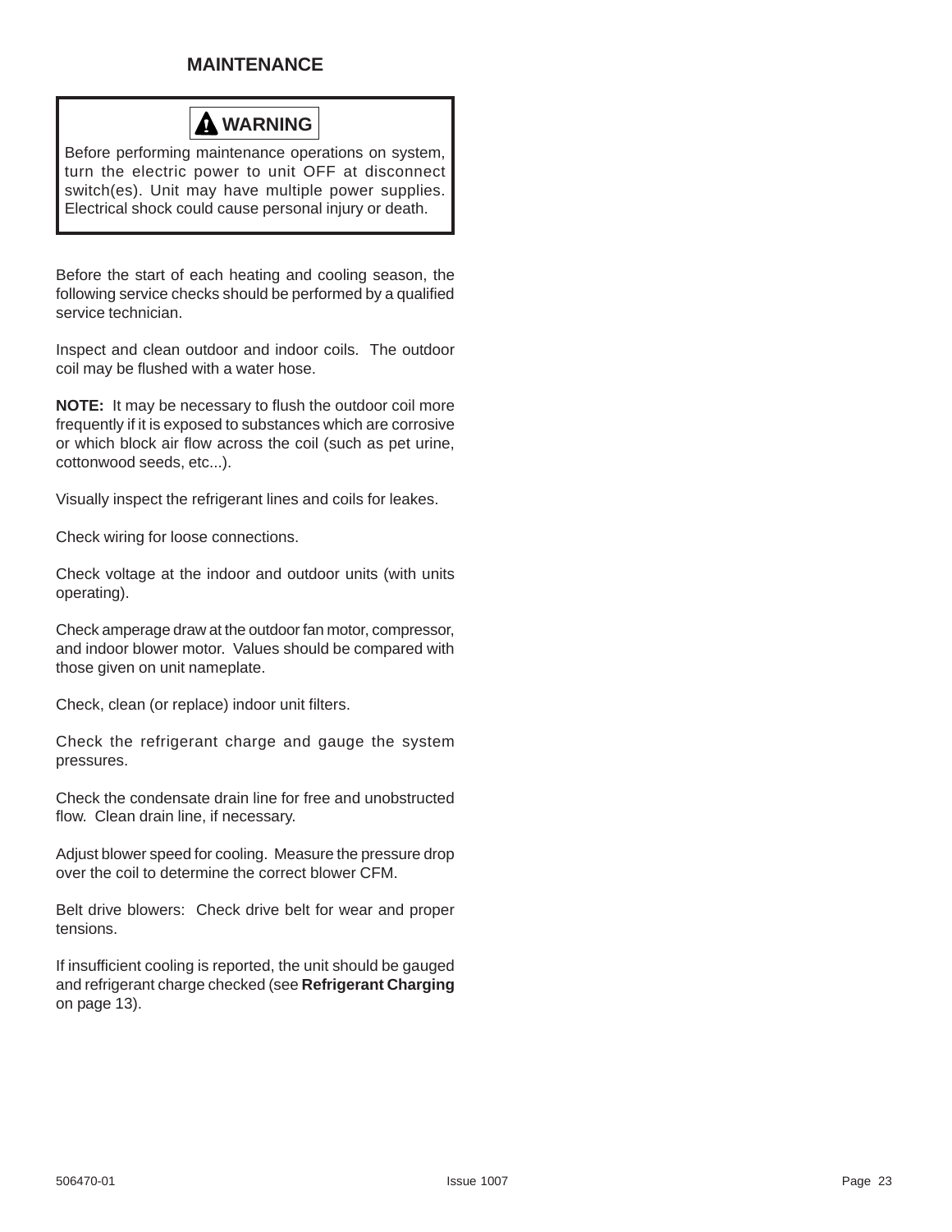## MAINTENANCE

> **⚠ WARNING**
>
> Before performing maintenance operations on system, turn the electric power to unit OFF at disconnect switch(es). Unit may have multiple power supplies. Electrical shock could cause personal injury or death.

Before the start of each heating and cooling season, the following service checks should be performed by a qualified service technician.

Inspect and clean outdoor and indoor coils. The outdoor coil may be flushed with a water hose.

**NOTE:** It may be necessary to flush the outdoor coil more frequently if it is exposed to substances which are corrosive or which block air flow across the coil (such as pet urine, cottonwood seeds, etc...).

Visually inspect the refrigerant lines and coils for leakes.

Check wiring for loose connections.

Check voltage at the indoor and outdoor units (with units operating).

Check amperage draw at the outdoor fan motor, compressor, and indoor blower motor. Values should be compared with those given on unit nameplate.

Check, clean (or replace) indoor unit filters.

Check the refrigerant charge and gauge the system pressures.

Check the condensate drain line for free and unobstructed flow. Clean drain line, if necessary.

Adjust blower speed for cooling. Measure the pressure drop over the coil to determine the correct blower CFM.

Belt drive blowers: Check drive belt for wear and proper tensions.

If insufficient cooling is reported, the unit should be gauged and refrigerant charge checked (see **Refrigerant Charging** on page 13).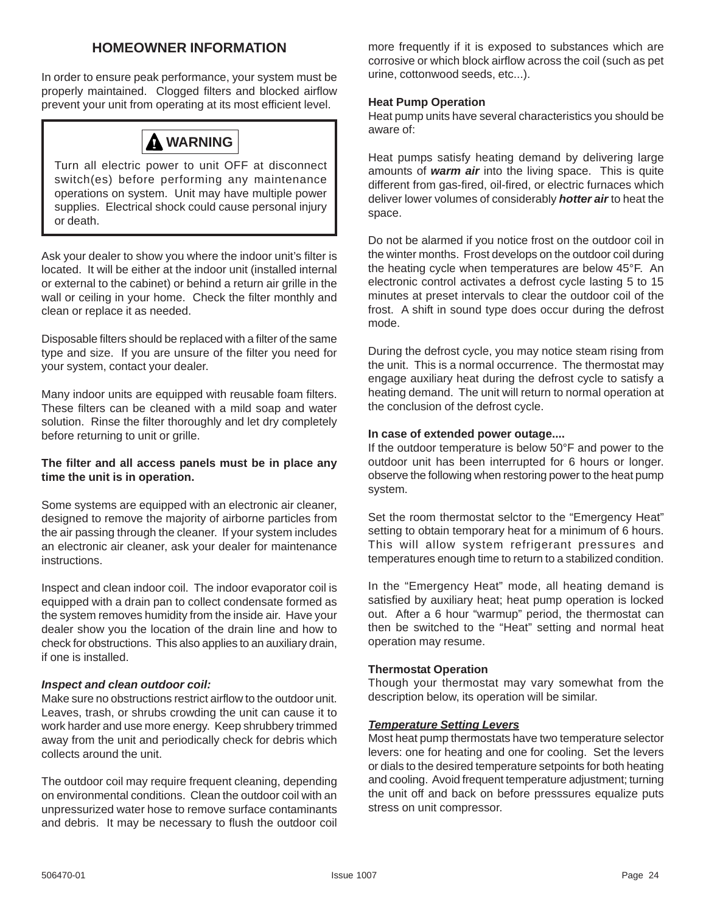## HOMEOWNER INFORMATION

In order to ensure peak performance, your system must be properly maintained. Clogged filters and blocked airflow prevent your unit from operating at its most efficient level.

> **⚠ WARNING**
>
> Turn all electric power to unit OFF at disconnect switch(es) before performing any maintenance operations on system. Unit may have multiple power supplies. Electrical shock could cause personal injury or death.

Ask your dealer to show you where the indoor unit's filter is located. It will be either at the indoor unit (installed internal or external to the cabinet) or behind a return air grille in the wall or ceiling in your home. Check the filter monthly and clean or replace it as needed.

Disposable filters should be replaced with a filter of the same type and size. If you are unsure of the filter you need for your system, contact your dealer.

Many indoor units are equipped with reusable foam filters. These filters can be cleaned with a mild soap and water solution. Rinse the filter thoroughly and let dry completely before returning to unit or grille.

**The filter and all access panels must be in place any time the unit is in operation.**

Some systems are equipped with an electronic air cleaner, designed to remove the majority of airborne particles from the air passing through the cleaner. If your system includes an electronic air cleaner, ask your dealer for maintenance instructions.

Inspect and clean indoor coil. The indoor evaporator coil is equipped with a drain pan to collect condensate formed as the system removes humidity from the inside air. Have your dealer show you the location of the drain line and how to check for obstructions. This also applies to an auxiliary drain, if one is installed.

***Inspect and clean outdoor coil:***

Make sure no obstructions restrict airflow to the outdoor unit. Leaves, trash, or shrubs crowding the unit can cause it to work harder and use more energy. Keep shrubbery trimmed away from the unit and periodically check for debris which collects around the unit.

The outdoor coil may require frequent cleaning, depending on environmental conditions. Clean the outdoor coil with an unpressurized water hose to remove surface contaminants and debris. It may be necessary to flush the outdoor coil more frequently if it is exposed to substances which are corrosive or which block airflow across the coil (such as pet urine, cottonwood seeds, etc...).

**Heat Pump Operation**

Heat pump units have several characteristics you should be aware of:

Heat pumps satisfy heating demand by delivering large amounts of ***warm air*** into the living space. This is quite different from gas-fired, oil-fired, or electric furnaces which deliver lower volumes of considerably ***hotter air*** to heat the space.

Do not be alarmed if you notice frost on the outdoor coil in the winter months. Frost develops on the outdoor coil during the heating cycle when temperatures are below 45°F. An electronic control activates a defrost cycle lasting 5 to 15 minutes at preset intervals to clear the outdoor coil of the frost. A shift in sound type does occur during the defrost mode.

During the defrost cycle, you may notice steam rising from the unit. This is a normal occurrence. The thermostat may engage auxiliary heat during the defrost cycle to satisfy a heating demand. The unit will return to normal operation at the conclusion of the defrost cycle.

**In case of extended power outage....**

If the outdoor temperature is below 50°F and power to the outdoor unit has been interrupted for 6 hours or longer. observe the following when restoring power to the heat pump system.

Set the room thermostat selctor to the "Emergency Heat" setting to obtain temporary heat for a minimum of 6 hours. This will allow system refrigerant pressures and temperatures enough time to return to a stabilized condition.

In the "Emergency Heat" mode, all heating demand is satisfied by auxiliary heat; heat pump operation is locked out. After a 6 hour "warmup" period, the thermostat can then be switched to the "Heat" setting and normal heat operation may resume.

**Thermostat Operation**

Though your thermostat may vary somewhat from the description below, its operation will be similar.

***Temperature Setting Levers***

Most heat pump thermostats have two temperature selector levers: one for heating and one for cooling. Set the levers or dials to the desired temperature setpoints for both heating and cooling. Avoid frequent temperature adjustment; turning the unit off and back on before presssures equalize puts stress on unit compressor.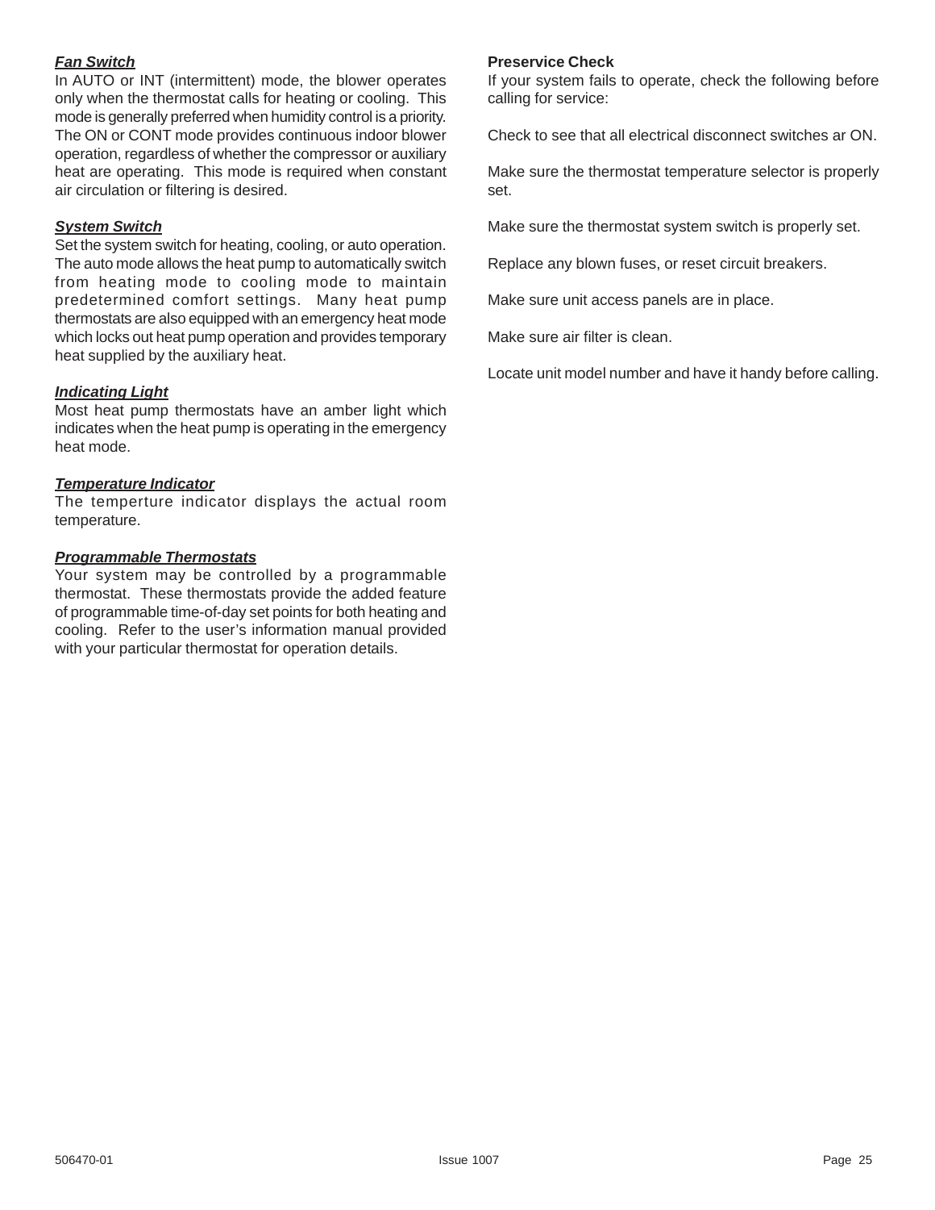***Fan Switch***

In AUTO or INT (intermittent) mode, the blower operates only when the thermostat calls for heating or cooling. This mode is generally preferred when humidity control is a priority. The ON or CONT mode provides continuous indoor blower operation, regardless of whether the compressor or auxiliary heat are operating. This mode is required when constant air circulation or filtering is desired.

***System Switch***

Set the system switch for heating, cooling, or auto operation. The auto mode allows the heat pump to automatically switch from heating mode to cooling mode to maintain predetermined comfort settings. Many heat pump thermostats are also equipped with an emergency heat mode which locks out heat pump operation and provides temporary heat supplied by the auxiliary heat.

***Indicating Light***

Most heat pump thermostats have an amber light which indicates when the heat pump is operating in the emergency heat mode.

***Temperature Indicator***

The temperture indicator displays the actual room temperature.

***Programmable Thermostats***

Your system may be controlled by a programmable thermostat. These thermostats provide the added feature of programmable time-of-day set points for both heating and cooling. Refer to the user's information manual provided with your particular thermostat for operation details.

**Preservice Check**

If your system fails to operate, check the following before calling for service:

Check to see that all electrical disconnect switches ar ON.

Make sure the thermostat temperature selector is properly set.

Make sure the thermostat system switch is properly set.

Replace any blown fuses, or reset circuit breakers.

Make sure unit access panels are in place.

Make sure air filter is clean.

Locate unit model number and have it handy before calling.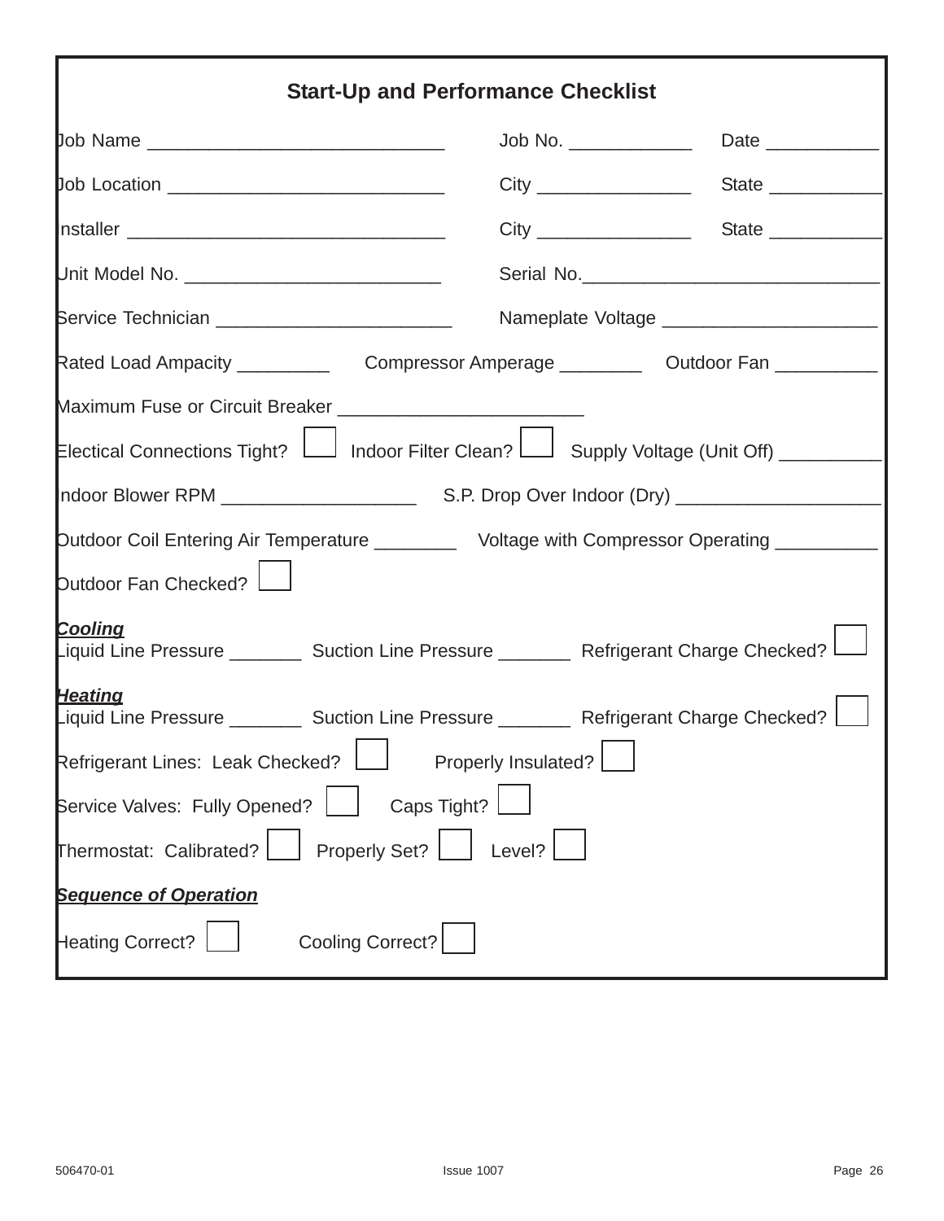## Start-Up and Performance Checklist

Job Name ____________________________ Job No. ____________ Date ___________

Job Location __________________________ City _______________ State ___________

Installer ______________________________ City _______________ State ___________

Unit Model No. ________________________ Serial No.____________________________

Service Technician ______________________ Nameplate Voltage _____________________

Rated Load Ampacity _________ Compressor Amperage ________ Outdoor Fan __________

Maximum Fuse or Circuit Breaker _______________________

Electical Connections Tight? ☐ Indoor Filter Clean? ☐ Supply Voltage (Unit Off) __________

Indoor Blower RPM __________________ S.P. Drop Over Indoor (Dry) ___________________

Outdoor Coil Entering Air Temperature ________ Voltage with Compressor Operating __________

Outdoor Fan Checked? ☐

***Cooling***

Liquid Line Pressure _______ Suction Line Pressure _______ Refrigerant Charge Checked? ☐

***Heating***

Liquid Line Pressure _______ Suction Line Pressure _______ Refrigerant Charge Checked? ☐

Refrigerant Lines: Leak Checked? ☐ Properly Insulated? ☐

Service Valves: Fully Opened? ☐ Caps Tight? ☐

Thermostat: Calibrated? ☐ Properly Set? ☐ Level? ☐

***Sequence of Operation***

Heating Correct? ☐ Cooling Correct? ☐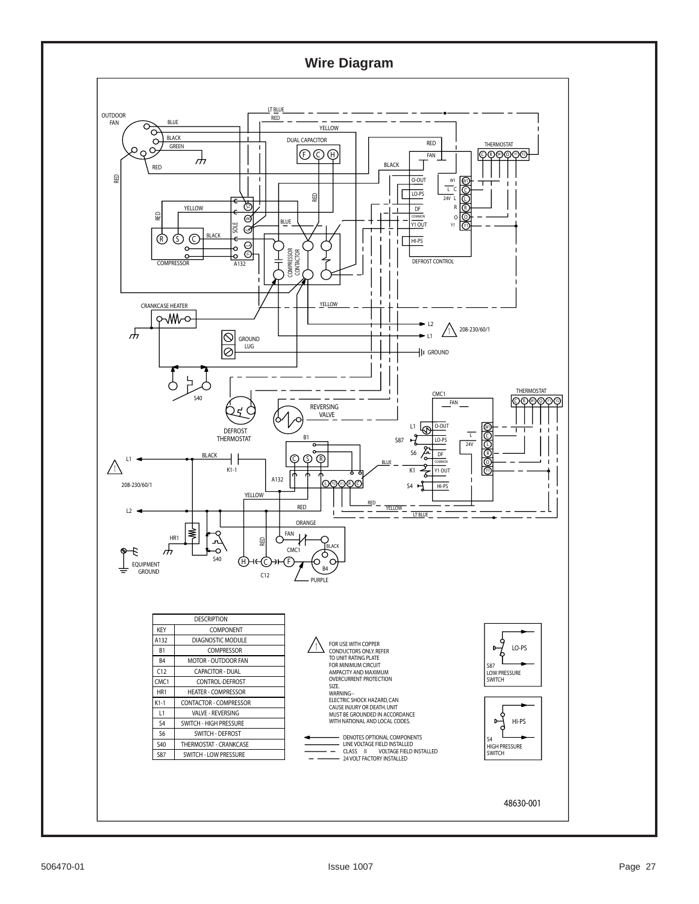# Wire Diagram

| DESCRIPTION | |
|---|---|
| KEY | COMPONENT |
| A132 | DIAGNOSTIC MODULE |
| B1 | COMPRESSOR |
| B4 | MOTOR - OUTDOOR FAN |
| C12 | CAPACITOR - DUAL |
| CMC1 | CONTROL-DEFROST |
| HR1 | HEATER - COMPRESSOR |
| K1-1 | CONTACTOR - COMPRESSOR |
| L1 | VALVE - REVERSING |
| S4 | SWITCH - HIGH PRESSURE |
| S6 | SWITCH - DEFROST |
| S40 | THERMOSTAT - CRANKCASE |
| S87 | SWITCH - LOW PRESSURE |

FOR USE WITH COPPER CONDUCTORS ONLY. REFER TO UNIT RATING PLATE FOR MINIMUM CIRCUIT AMPACITY AND MAXIMUM OVERCURRENT PROTECTION SIZE.

WARNING-- ELECTRIC SHOCK HAZARD, CAN CAUSE INJURY OR DEATH. UNIT MUST BE GROUNDED IN ACCORDANCE WITH NATIONAL AND LOCAL CODES.

- DENOTES OPTIONAL COMPONENTS
- LINE VOLTAGE FIELD INSTALLED
- CLASS II VOLTAGE FIELD INSTALLED
- 24 VOLT FACTORY INSTALLED

S87 LOW PRESSURE SWITCH (LO-PS)

S4 HIGH PRESSURE SWITCH (HI-PS)

48630-001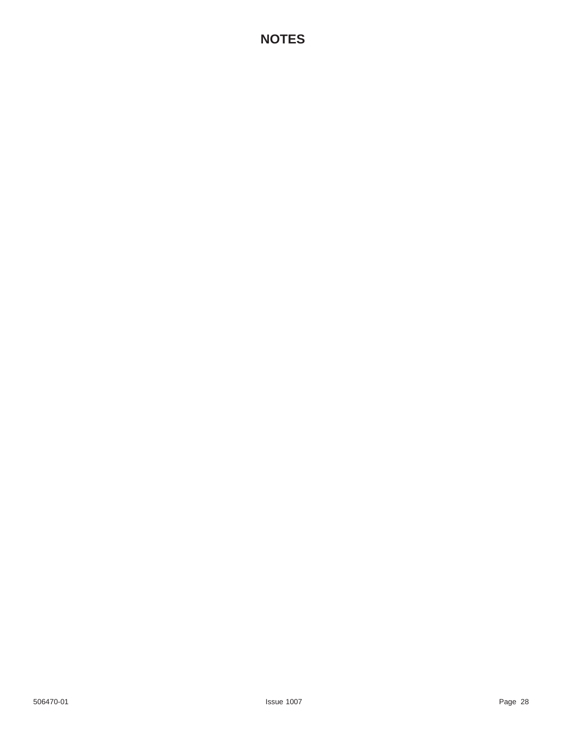# NOTES